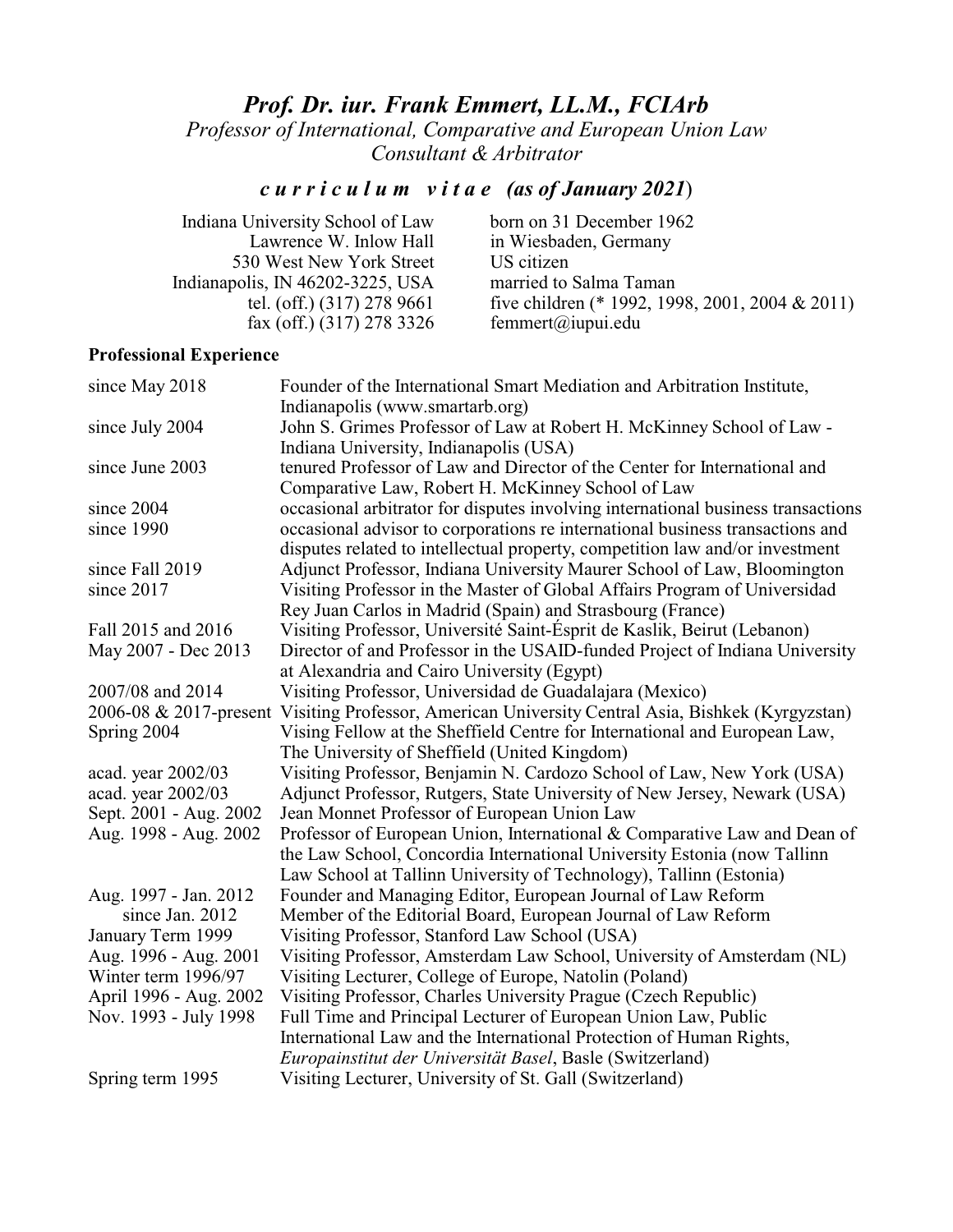# *Prof. Dr. iur. Frank Emmert, LL.M., FCIArb*

*Professor of International, Comparative and European Union Law*
*Consultant & Arbitrator*

## *c u r r i c u l u m   v i t a e   (as of January 2021)*

Indiana University School of Law
Lawrence W. Inlow Hall
530 West New York Street
Indianapolis, IN 46202-3225, USA
tel. (off.) (317) 278 9661
fax (off.) (317) 278 3326

born on 31 December 1962
in Wiesbaden, Germany
US citizen
married to Salma Taman
five children (* 1992, 1998, 2001, 2004 & 2011)
femmert@iupui.edu

**Professional Experience**

| | |
|---|---|
| since May 2018 | Founder of the International Smart Mediation and Arbitration Institute, Indianapolis (www.smartarb.org) |
| since July 2004 | John S. Grimes Professor of Law at Robert H. McKinney School of Law - Indiana University, Indianapolis (USA) |
| since June 2003 | tenured Professor of Law and Director of the Center for International and Comparative Law, Robert H. McKinney School of Law |
| since 2004 | occasional arbitrator for disputes involving international business transactions |
| since 1990 | occasional advisor to corporations re international business transactions and disputes related to intellectual property, competition law and/or investment |
| since Fall 2019 | Adjunct Professor, Indiana University Maurer School of Law, Bloomington |
| since 2017 | Visiting Professor in the Master of Global Affairs Program of Universidad Rey Juan Carlos in Madrid (Spain) and Strasbourg (France) |
| Fall 2015 and 2016 | Visiting Professor, Université Saint-Ésprit de Kaslik, Beirut (Lebanon) |
| May 2007 - Dec 2013 | Director of and Professor in the USAID-funded Project of Indiana University at Alexandria and Cairo University (Egypt) |
| 2007/08 and 2014 | Visiting Professor, Universidad de Guadalajara (Mexico) |
| 2006-08 & 2017-present | Visiting Professor, American University Central Asia, Bishkek (Kyrgyzstan) |
| Spring 2004 | Vising Fellow at the Sheffield Centre for International and European Law, The University of Sheffield (United Kingdom) |
| acad. year 2002/03 | Visiting Professor, Benjamin N. Cardozo School of Law, New York (USA) |
| acad. year 2002/03 | Adjunct Professor, Rutgers, State University of New Jersey, Newark (USA) |
| Sept. 2001 - Aug. 2002 | Jean Monnet Professor of European Union Law |
| Aug. 1998 - Aug. 2002 | Professor of European Union, International & Comparative Law and Dean of the Law School, Concordia International University Estonia (now Tallinn Law School at Tallinn University of Technology), Tallinn (Estonia) |
| Aug. 1997 - Jan. 2012 | Founder and Managing Editor, European Journal of Law Reform |
| since Jan. 2012 | Member of the Editorial Board, European Journal of Law Reform |
| January Term 1999 | Visiting Professor, Stanford Law School (USA) |
| Aug. 1996 - Aug. 2001 | Visiting Professor, Amsterdam Law School, University of Amsterdam (NL) |
| Winter term 1996/97 | Visiting Lecturer, College of Europe, Natolin (Poland) |
| April 1996 - Aug. 2002 | Visiting Professor, Charles University Prague (Czech Republic) |
| Nov. 1993 - July 1998 | Full Time and Principal Lecturer of European Union Law, Public International Law and the International Protection of Human Rights, *Europainstitut der Universität Basel*, Basle (Switzerland) |
| Spring term 1995 | Visiting Lecturer, University of St. Gall (Switzerland) |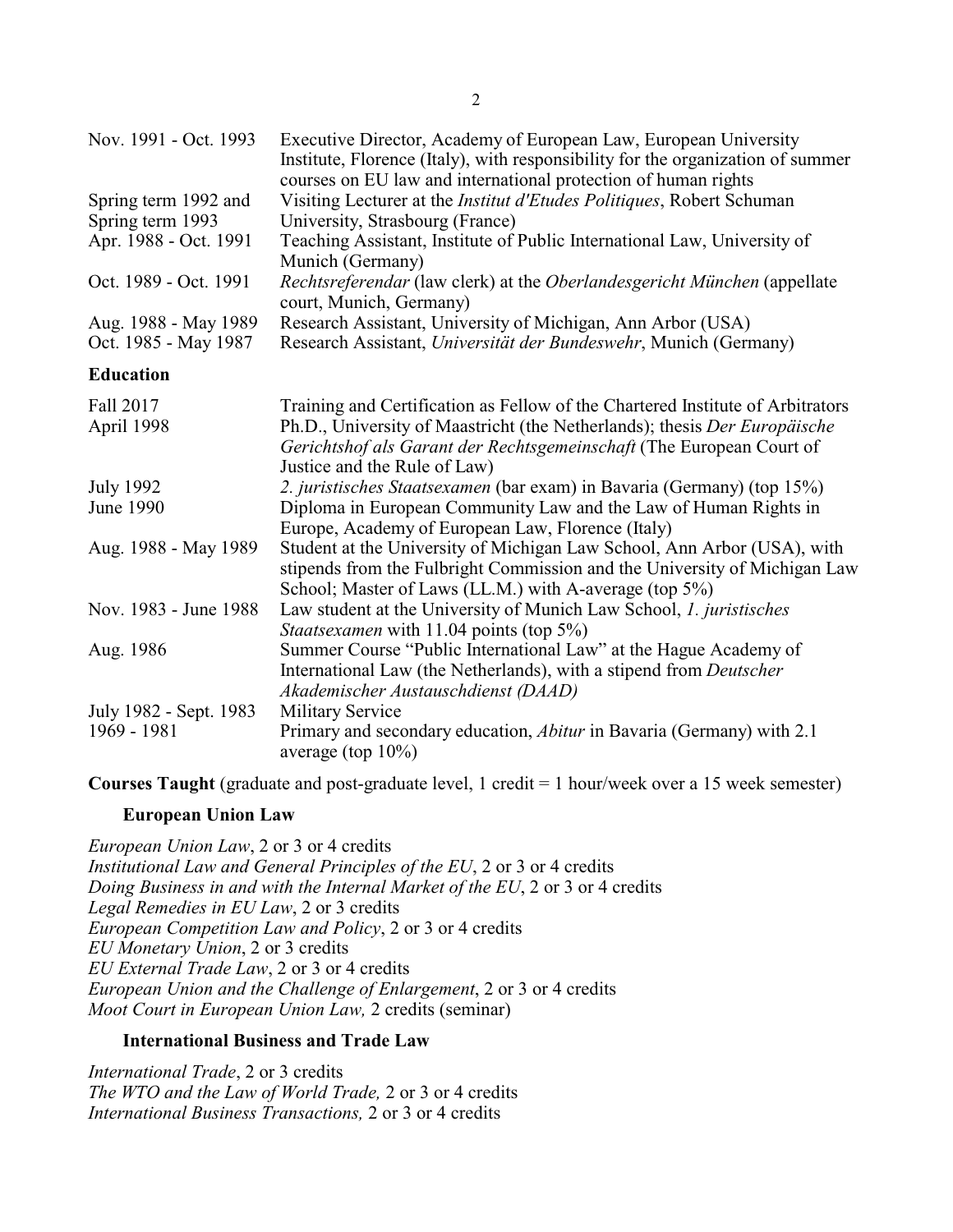Nov. 1991 - Oct. 1993 Executive Director, Academy of European Law, European University Institute, Florence (Italy), with responsibility for the organization of summer courses on EU law and international protection of human rights

Spring term 1992 and Spring term 1993 Visiting Lecturer at the *Institut d'Etudes Politiques*, Robert Schuman University, Strasbourg (France)

Apr. 1988 - Oct. 1991 Teaching Assistant, Institute of Public International Law, University of Munich (Germany)

Oct. 1989 - Oct. 1991 *Rechtsreferendar* (law clerk) at the *Oberlandesgericht München* (appellate court, Munich, Germany)

Aug. 1988 - May 1989 Research Assistant, University of Michigan, Ann Arbor (USA)

Oct. 1985 - May 1987 Research Assistant, *Universität der Bundeswehr*, Munich (Germany)

**Education**

Fall 2017 Training and Certification as Fellow of the Chartered Institute of Arbitrators

April 1998 Ph.D., University of Maastricht (the Netherlands); thesis *Der Europäische Gerichtshof als Garant der Rechtsgemeinschaft* (The European Court of Justice and the Rule of Law)

July 1992 *2. juristisches Staatsexamen* (bar exam) in Bavaria (Germany) (top 15%)

June 1990 Diploma in European Community Law and the Law of Human Rights in Europe, Academy of European Law, Florence (Italy)

Aug. 1988 - May 1989 Student at the University of Michigan Law School, Ann Arbor (USA), with stipends from the Fulbright Commission and the University of Michigan Law School; Master of Laws (LL.M.) with A-average (top 5%)

Nov. 1983 - June 1988 Law student at the University of Munich Law School, *1. juristisches Staatsexamen* with 11.04 points (top 5%)

Aug. 1986 Summer Course "Public International Law" at the Hague Academy of International Law (the Netherlands), with a stipend from *Deutscher Akademischer Austauschdienst (DAAD)*

July 1982 - Sept. 1983 Military Service

1969 - 1981 Primary and secondary education, *Abitur* in Bavaria (Germany) with 2.1 average (top 10%)

**Courses Taught** (graduate and post-graduate level, 1 credit = 1 hour/week over a 15 week semester)

**European Union Law**

*European Union Law*, 2 or 3 or 4 credits
*Institutional Law and General Principles of the EU*, 2 or 3 or 4 credits
*Doing Business in and with the Internal Market of the EU*, 2 or 3 or 4 credits
*Legal Remedies in EU Law*, 2 or 3 credits
*European Competition Law and Policy*, 2 or 3 or 4 credits
*EU Monetary Union*, 2 or 3 credits
*EU External Trade Law*, 2 or 3 or 4 credits
*European Union and the Challenge of Enlargement*, 2 or 3 or 4 credits
*Moot Court in European Union Law,* 2 credits (seminar)

**International Business and Trade Law**

*International Trade*, 2 or 3 credits
*The WTO and the Law of World Trade,* 2 or 3 or 4 credits
*International Business Transactions,* 2 or 3 or 4 credits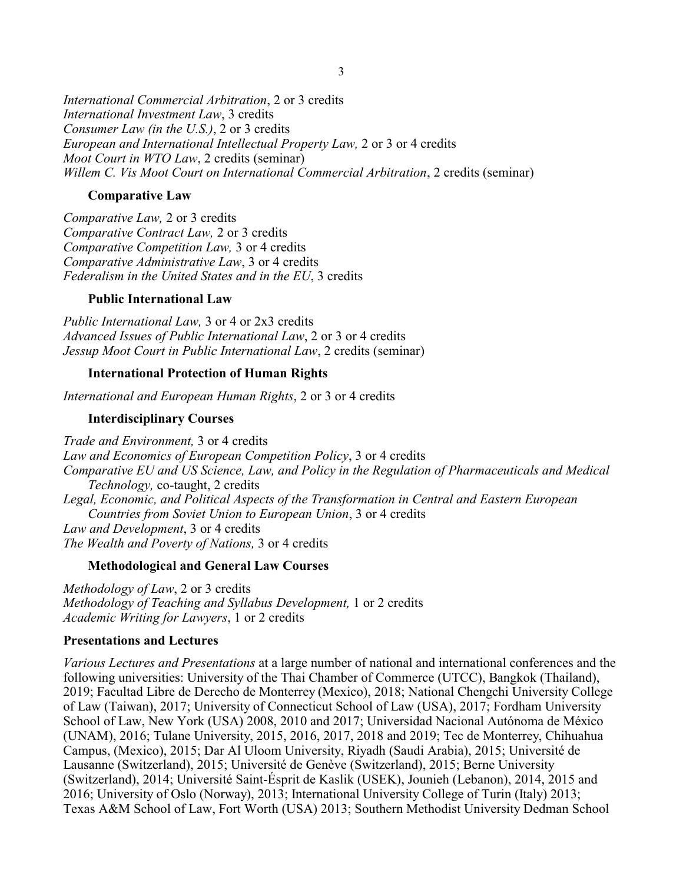*International Commercial Arbitration*, 2 or 3 credits
*International Investment Law*, 3 credits
*Consumer Law (in the U.S.)*, 2 or 3 credits
*European and International Intellectual Property Law,* 2 or 3 or 4 credits
*Moot Court in WTO Law*, 2 credits (seminar)
*Willem C. Vis Moot Court on International Commercial Arbitration*, 2 credits (seminar)

**Comparative Law**

*Comparative Law,* 2 or 3 credits
*Comparative Contract Law,* 2 or 3 credits
*Comparative Competition Law,* 3 or 4 credits
*Comparative Administrative Law*, 3 or 4 credits
*Federalism in the United States and in the EU*, 3 credits

**Public International Law**

*Public International Law,* 3 or 4 or 2x3 credits
*Advanced Issues of Public International Law*, 2 or 3 or 4 credits
*Jessup Moot Court in Public International Law*, 2 credits (seminar)

**International Protection of Human Rights**

*International and European Human Rights*, 2 or 3 or 4 credits

**Interdisciplinary Courses**

*Trade and Environment,* 3 or 4 credits
*Law and Economics of European Competition Policy*, 3 or 4 credits
*Comparative EU and US Science, Law, and Policy in the Regulation of Pharmaceuticals and Medical Technology,* co-taught, 2 credits
*Legal, Economic, and Political Aspects of the Transformation in Central and Eastern European Countries from Soviet Union to European Union*, 3 or 4 credits
*Law and Development*, 3 or 4 credits
*The Wealth and Poverty of Nations,* 3 or 4 credits

**Methodological and General Law Courses**

*Methodology of Law*, 2 or 3 credits
*Methodology of Teaching and Syllabus Development,* 1 or 2 credits
*Academic Writing for Lawyers*, 1 or 2 credits

**Presentations and Lectures**

*Various Lectures and Presentations* at a large number of national and international conferences and the following universities: University of the Thai Chamber of Commerce (UTCC), Bangkok (Thailand), 2019; Facultad Libre de Derecho de Monterrey (Mexico), 2018; National Chengchi University College of Law (Taiwan), 2017; University of Connecticut School of Law (USA), 2017; Fordham University School of Law, New York (USA) 2008, 2010 and 2017; Universidad Nacional Autónoma de México (UNAM), 2016; Tulane University, 2015, 2016, 2017, 2018 and 2019; Tec de Monterrey, Chihuahua Campus, (Mexico), 2015; Dar Al Uloom University, Riyadh (Saudi Arabia), 2015; Université de Lausanne (Switzerland), 2015; Université de Genève (Switzerland), 2015; Berne University (Switzerland), 2014; Université Saint-Ésprit de Kaslik (USEK), Jounieh (Lebanon), 2014, 2015 and 2016; University of Oslo (Norway), 2013; International University College of Turin (Italy) 2013; Texas A&M School of Law, Fort Worth (USA) 2013; Southern Methodist University Dedman School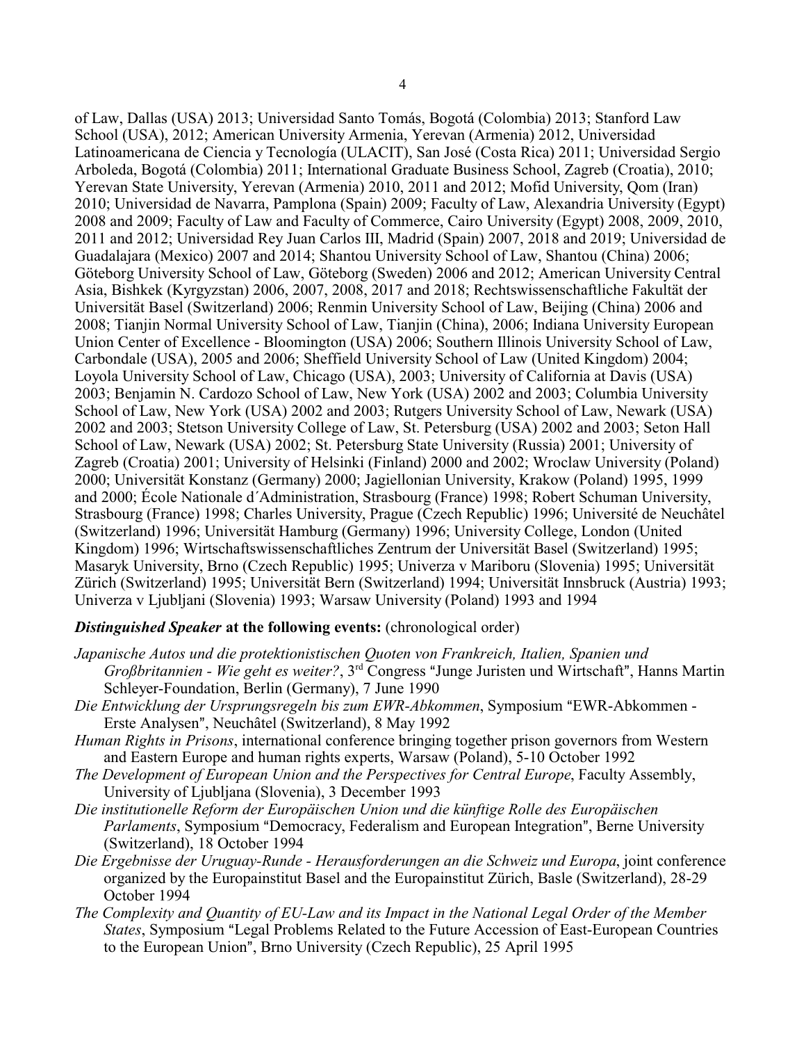of Law, Dallas (USA) 2013; Universidad Santo Tomás, Bogotá (Colombia) 2013; Stanford Law School (USA), 2012; American University Armenia, Yerevan (Armenia) 2012, Universidad Latinoamericana de Ciencia y Tecnología (ULACIT), San José (Costa Rica) 2011; Universidad Sergio Arboleda, Bogotá (Colombia) 2011; International Graduate Business School, Zagreb (Croatia), 2010; Yerevan State University, Yerevan (Armenia) 2010, 2011 and 2012; Mofid University, Qom (Iran) 2010; Universidad de Navarra, Pamplona (Spain) 2009; Faculty of Law, Alexandria University (Egypt) 2008 and 2009; Faculty of Law and Faculty of Commerce, Cairo University (Egypt) 2008, 2009, 2010, 2011 and 2012; Universidad Rey Juan Carlos III, Madrid (Spain) 2007, 2018 and 2019; Universidad de Guadalajara (Mexico) 2007 and 2014; Shantou University School of Law, Shantou (China) 2006; Göteborg University School of Law, Göteborg (Sweden) 2006 and 2012; American University Central Asia, Bishkek (Kyrgyzstan) 2006, 2007, 2008, 2017 and 2018; Rechtswissenschaftliche Fakultät der Universität Basel (Switzerland) 2006; Renmin University School of Law, Beijing (China) 2006 and 2008; Tianjin Normal University School of Law, Tianjin (China), 2006; Indiana University European Union Center of Excellence - Bloomington (USA) 2006; Southern Illinois University School of Law, Carbondale (USA), 2005 and 2006; Sheffield University School of Law (United Kingdom) 2004; Loyola University School of Law, Chicago (USA), 2003; University of California at Davis (USA) 2003; Benjamin N. Cardozo School of Law, New York (USA) 2002 and 2003; Columbia University School of Law, New York (USA) 2002 and 2003; Rutgers University School of Law, Newark (USA) 2002 and 2003; Stetson University College of Law, St. Petersburg (USA) 2002 and 2003; Seton Hall School of Law, Newark (USA) 2002; St. Petersburg State University (Russia) 2001; University of Zagreb (Croatia) 2001; University of Helsinki (Finland) 2000 and 2002; Wroclaw University (Poland) 2000; Universität Konstanz (Germany) 2000; Jagiellonian University, Krakow (Poland) 1995, 1999 and 2000; École Nationale d´Administration, Strasbourg (France) 1998; Robert Schuman University, Strasbourg (France) 1998; Charles University, Prague (Czech Republic) 1996; Université de Neuchâtel (Switzerland) 1996; Universität Hamburg (Germany) 1996; University College, London (United Kingdom) 1996; Wirtschaftswissenschaftliches Zentrum der Universität Basel (Switzerland) 1995; Masaryk University, Brno (Czech Republic) 1995; Univerza v Mariboru (Slovenia) 1995; Universität Zürich (Switzerland) 1995; Universität Bern (Switzerland) 1994; Universität Innsbruck (Austria) 1993; Univerza v Ljubljani (Slovenia) 1993; Warsaw University (Poland) 1993 and 1994

***Distinguished Speaker*** **at the following events:** (chronological order)

*Japanische Autos und die protektionistischen Quoten von Frankreich, Italien, Spanien und Großbritannien - Wie geht es weiter?*, 3rd Congress "Junge Juristen und Wirtschaft", Hanns Martin Schleyer-Foundation, Berlin (Germany), 7 June 1990

*Die Entwicklung der Ursprungsregeln bis zum EWR-Abkommen*, Symposium "EWR-Abkommen - Erste Analysen", Neuchâtel (Switzerland), 8 May 1992

*Human Rights in Prisons*, international conference bringing together prison governors from Western and Eastern Europe and human rights experts, Warsaw (Poland), 5-10 October 1992

*The Development of European Union and the Perspectives for Central Europe*, Faculty Assembly, University of Ljubljana (Slovenia), 3 December 1993

*Die institutionelle Reform der Europäischen Union und die künftige Rolle des Europäischen Parlaments*, Symposium "Democracy, Federalism and European Integration", Berne University (Switzerland), 18 October 1994

*Die Ergebnisse der Uruguay-Runde - Herausforderungen an die Schweiz und Europa*, joint conference organized by the Europainstitut Basel and the Europainstitut Zürich, Basle (Switzerland), 28-29 October 1994

*The Complexity and Quantity of EU-Law and its Impact in the National Legal Order of the Member States*, Symposium "Legal Problems Related to the Future Accession of East-European Countries to the European Union", Brno University (Czech Republic), 25 April 1995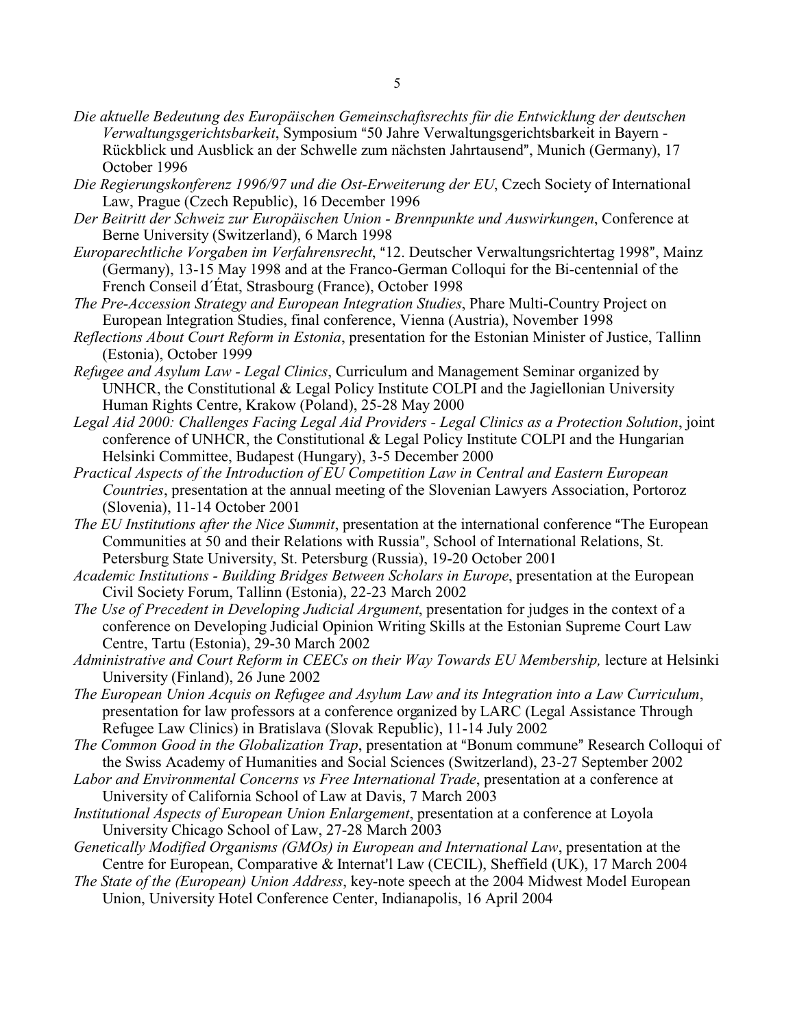*Die aktuelle Bedeutung des Europäischen Gemeinschaftsrechts für die Entwicklung der deutschen Verwaltungsgerichtsbarkeit*, Symposium "50 Jahre Verwaltungsgerichtsbarkeit in Bayern - Rückblick und Ausblick an der Schwelle zum nächsten Jahrtausend", Munich (Germany), 17 October 1996

*Die Regierungskonferenz 1996/97 und die Ost-Erweiterung der EU*, Czech Society of International Law, Prague (Czech Republic), 16 December 1996

*Der Beitritt der Schweiz zur Europäischen Union - Brennpunkte und Auswirkungen*, Conference at Berne University (Switzerland), 6 March 1998

*Europarechtliche Vorgaben im Verfahrensrecht*, "12. Deutscher Verwaltungsrichtertag 1998", Mainz (Germany), 13-15 May 1998 and at the Franco-German Colloqui for the Bi-centennial of the French Conseil d´État, Strasbourg (France), October 1998

*The Pre-Accession Strategy and European Integration Studies*, Phare Multi-Country Project on European Integration Studies, final conference, Vienna (Austria), November 1998

*Reflections About Court Reform in Estonia*, presentation for the Estonian Minister of Justice, Tallinn (Estonia), October 1999

*Refugee and Asylum Law - Legal Clinics*, Curriculum and Management Seminar organized by UNHCR, the Constitutional & Legal Policy Institute COLPI and the Jagiellonian University Human Rights Centre, Krakow (Poland), 25-28 May 2000

*Legal Aid 2000: Challenges Facing Legal Aid Providers - Legal Clinics as a Protection Solution*, joint conference of UNHCR, the Constitutional & Legal Policy Institute COLPI and the Hungarian Helsinki Committee, Budapest (Hungary), 3-5 December 2000

*Practical Aspects of the Introduction of EU Competition Law in Central and Eastern European Countries*, presentation at the annual meeting of the Slovenian Lawyers Association, Portoroz (Slovenia), 11-14 October 2001

*The EU Institutions after the Nice Summit*, presentation at the international conference "The European Communities at 50 and their Relations with Russia", School of International Relations, St. Petersburg State University, St. Petersburg (Russia), 19-20 October 2001

*Academic Institutions - Building Bridges Between Scholars in Europe*, presentation at the European Civil Society Forum, Tallinn (Estonia), 22-23 March 2002

*The Use of Precedent in Developing Judicial Argument*, presentation for judges in the context of a conference on Developing Judicial Opinion Writing Skills at the Estonian Supreme Court Law Centre, Tartu (Estonia), 29-30 March 2002

*Administrative and Court Reform in CEECs on their Way Towards EU Membership,* lecture at Helsinki University (Finland), 26 June 2002

*The European Union Acquis on Refugee and Asylum Law and its Integration into a Law Curriculum*, presentation for law professors at a conference organized by LARC (Legal Assistance Through Refugee Law Clinics) in Bratislava (Slovak Republic), 11-14 July 2002

*The Common Good in the Globalization Trap*, presentation at "Bonum commune" Research Colloqui of the Swiss Academy of Humanities and Social Sciences (Switzerland), 23-27 September 2002

*Labor and Environmental Concerns vs Free International Trade*, presentation at a conference at University of California School of Law at Davis, 7 March 2003

*Institutional Aspects of European Union Enlargement*, presentation at a conference at Loyola University Chicago School of Law, 27-28 March 2003

*Genetically Modified Organisms (GMOs) in European and International Law*, presentation at the Centre for European, Comparative & Internat'l Law (CECIL), Sheffield (UK), 17 March 2004

*The State of the (European) Union Address*, key-note speech at the 2004 Midwest Model European Union, University Hotel Conference Center, Indianapolis, 16 April 2004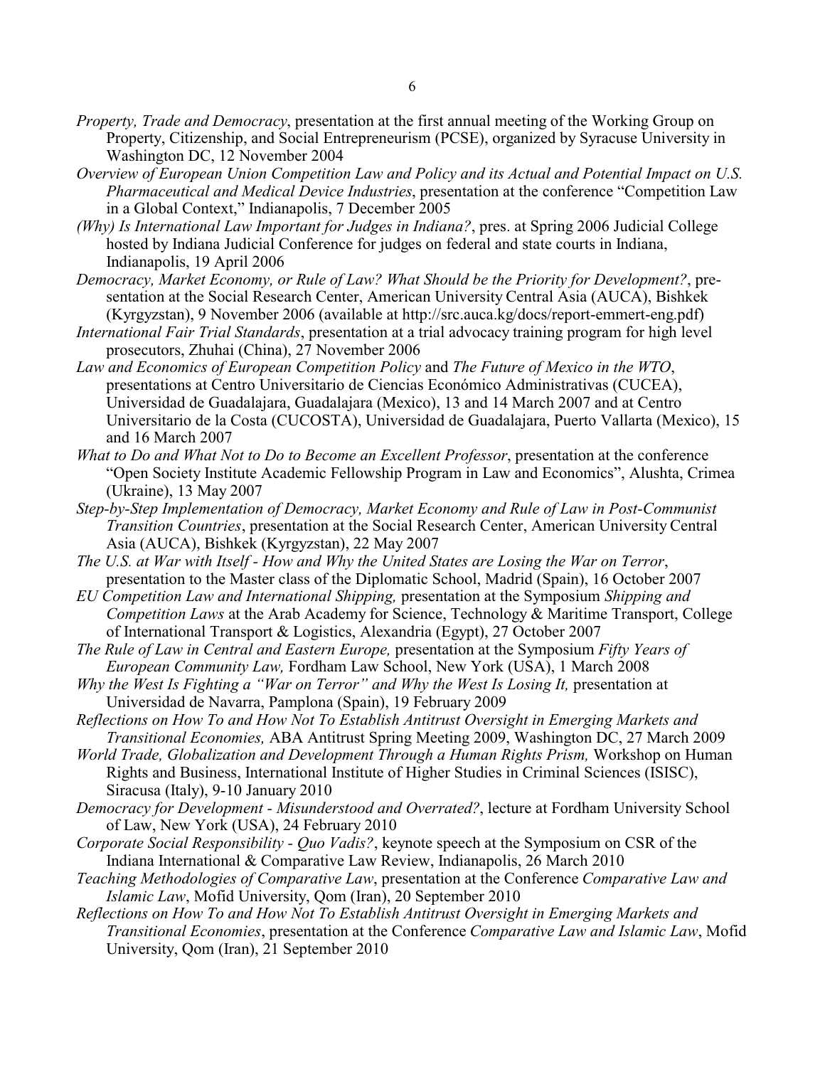*Property, Trade and Democracy*, presentation at the first annual meeting of the Working Group on Property, Citizenship, and Social Entrepreneurism (PCSE), organized by Syracuse University in Washington DC, 12 November 2004

*Overview of European Union Competition Law and Policy and its Actual and Potential Impact on U.S. Pharmaceutical and Medical Device Industries*, presentation at the conference "Competition Law in a Global Context," Indianapolis, 7 December 2005

*(Why) Is International Law Important for Judges in Indiana?*, pres. at Spring 2006 Judicial College hosted by Indiana Judicial Conference for judges on federal and state courts in Indiana, Indianapolis, 19 April 2006

*Democracy, Market Economy, or Rule of Law? What Should be the Priority for Development?*, presentation at the Social Research Center, American University Central Asia (AUCA), Bishkek (Kyrgyzstan), 9 November 2006 (available at http://src.auca.kg/docs/report-emmert-eng.pdf)

*International Fair Trial Standards*, presentation at a trial advocacy training program for high level prosecutors, Zhuhai (China), 27 November 2006

*Law and Economics of European Competition Policy* and *The Future of Mexico in the WTO*, presentations at Centro Universitario de Ciencias Económico Administrativas (CUCEA), Universidad de Guadalajara, Guadalajara (Mexico), 13 and 14 March 2007 and at Centro Universitario de la Costa (CUCOSTA), Universidad de Guadalajara, Puerto Vallarta (Mexico), 15 and 16 March 2007

*What to Do and What Not to Do to Become an Excellent Professor*, presentation at the conference "Open Society Institute Academic Fellowship Program in Law and Economics", Alushta, Crimea (Ukraine), 13 May 2007

*Step-by-Step Implementation of Democracy, Market Economy and Rule of Law in Post-Communist Transition Countries*, presentation at the Social Research Center, American University Central Asia (AUCA), Bishkek (Kyrgyzstan), 22 May 2007

*The U.S. at War with Itself - How and Why the United States are Losing the War on Terror*, presentation to the Master class of the Diplomatic School, Madrid (Spain), 16 October 2007

*EU Competition Law and International Shipping,* presentation at the Symposium *Shipping and Competition Laws* at the Arab Academy for Science, Technology & Maritime Transport, College of International Transport & Logistics, Alexandria (Egypt), 27 October 2007

*The Rule of Law in Central and Eastern Europe,* presentation at the Symposium *Fifty Years of European Community Law,* Fordham Law School, New York (USA), 1 March 2008

*Why the West Is Fighting a "War on Terror" and Why the West Is Losing It,* presentation at Universidad de Navarra, Pamplona (Spain), 19 February 2009

*Reflections on How To and How Not To Establish Antitrust Oversight in Emerging Markets and Transitional Economies,* ABA Antitrust Spring Meeting 2009, Washington DC, 27 March 2009

*World Trade, Globalization and Development Through a Human Rights Prism,* Workshop on Human Rights and Business, International Institute of Higher Studies in Criminal Sciences (ISISC), Siracusa (Italy), 9-10 January 2010

*Democracy for Development - Misunderstood and Overrated?*, lecture at Fordham University School of Law, New York (USA), 24 February 2010

*Corporate Social Responsibility - Quo Vadis?*, keynote speech at the Symposium on CSR of the Indiana International & Comparative Law Review, Indianapolis, 26 March 2010

*Teaching Methodologies of Comparative Law*, presentation at the Conference *Comparative Law and Islamic Law*, Mofid University, Qom (Iran), 20 September 2010

*Reflections on How To and How Not To Establish Antitrust Oversight in Emerging Markets and Transitional Economies*, presentation at the Conference *Comparative Law and Islamic Law*, Mofid University, Qom (Iran), 21 September 2010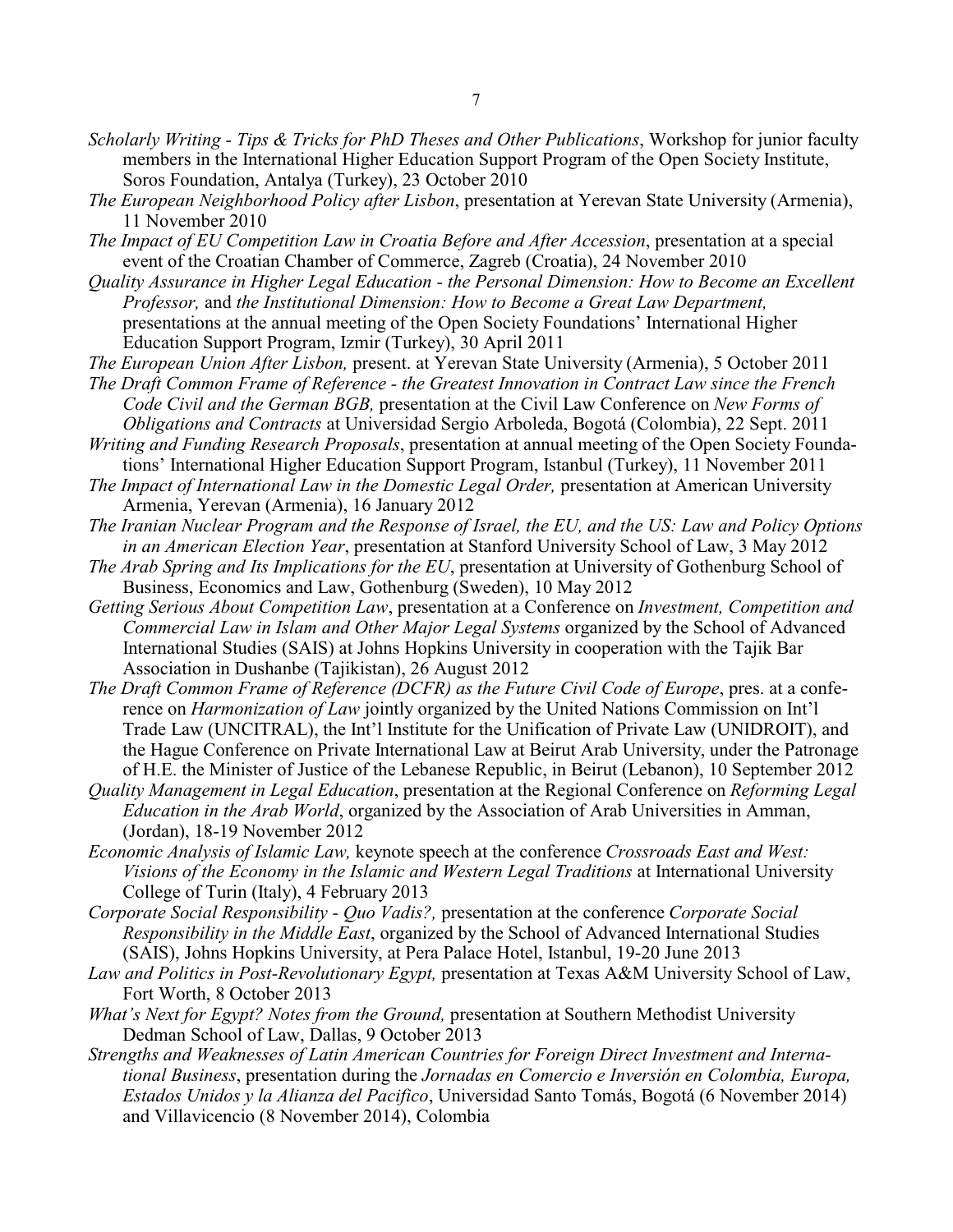*Scholarly Writing - Tips & Tricks for PhD Theses and Other Publications*, Workshop for junior faculty members in the International Higher Education Support Program of the Open Society Institute, Soros Foundation, Antalya (Turkey), 23 October 2010

*The European Neighborhood Policy after Lisbon*, presentation at Yerevan State University (Armenia), 11 November 2010

*The Impact of EU Competition Law in Croatia Before and After Accession*, presentation at a special event of the Croatian Chamber of Commerce, Zagreb (Croatia), 24 November 2010

*Quality Assurance in Higher Legal Education - the Personal Dimension: How to Become an Excellent Professor,* and *the Institutional Dimension: How to Become a Great Law Department,* presentations at the annual meeting of the Open Society Foundations' International Higher Education Support Program, Izmir (Turkey), 30 April 2011

*The European Union After Lisbon,* present. at Yerevan State University (Armenia), 5 October 2011

*The Draft Common Frame of Reference - the Greatest Innovation in Contract Law since the French Code Civil and the German BGB,* presentation at the Civil Law Conference on *New Forms of Obligations and Contracts* at Universidad Sergio Arboleda, Bogotá (Colombia), 22 Sept. 2011

*Writing and Funding Research Proposals*, presentation at annual meeting of the Open Society Foundations' International Higher Education Support Program, Istanbul (Turkey), 11 November 2011

*The Impact of International Law in the Domestic Legal Order,* presentation at American University Armenia, Yerevan (Armenia), 16 January 2012

*The Iranian Nuclear Program and the Response of Israel, the EU, and the US: Law and Policy Options in an American Election Year*, presentation at Stanford University School of Law, 3 May 2012

*The Arab Spring and Its Implications for the EU*, presentation at University of Gothenburg School of Business, Economics and Law, Gothenburg (Sweden), 10 May 2012

*Getting Serious About Competition Law*, presentation at a Conference on *Investment, Competition and Commercial Law in Islam and Other Major Legal Systems* organized by the School of Advanced International Studies (SAIS) at Johns Hopkins University in cooperation with the Tajik Bar Association in Dushanbe (Tajikistan), 26 August 2012

*The Draft Common Frame of Reference (DCFR) as the Future Civil Code of Europe*, pres. at a conference on *Harmonization of Law* jointly organized by the United Nations Commission on Int'l Trade Law (UNCITRAL), the Int'l Institute for the Unification of Private Law (UNIDROIT), and the Hague Conference on Private International Law at Beirut Arab University, under the Patronage of H.E. the Minister of Justice of the Lebanese Republic, in Beirut (Lebanon), 10 September 2012

*Quality Management in Legal Education*, presentation at the Regional Conference on *Reforming Legal Education in the Arab World*, organized by the Association of Arab Universities in Amman, (Jordan), 18-19 November 2012

*Economic Analysis of Islamic Law,* keynote speech at the conference *Crossroads East and West: Visions of the Economy in the Islamic and Western Legal Traditions* at International University College of Turin (Italy), 4 February 2013

*Corporate Social Responsibility - Quo Vadis?,* presentation at the conference *Corporate Social Responsibility in the Middle East*, organized by the School of Advanced International Studies (SAIS), Johns Hopkins University, at Pera Palace Hotel, Istanbul, 19-20 June 2013

*Law and Politics in Post-Revolutionary Egypt,* presentation at Texas A&M University School of Law, Fort Worth, 8 October 2013

*What's Next for Egypt? Notes from the Ground,* presentation at Southern Methodist University Dedman School of Law, Dallas, 9 October 2013

*Strengths and Weaknesses of Latin American Countries for Foreign Direct Investment and International Business*, presentation during the *Jornadas en Comercio e Inversión en Colombia, Europa, Estados Unidos y la Alianza del Pacifico*, Universidad Santo Tomás, Bogotá (6 November 2014) and Villavicencio (8 November 2014), Colombia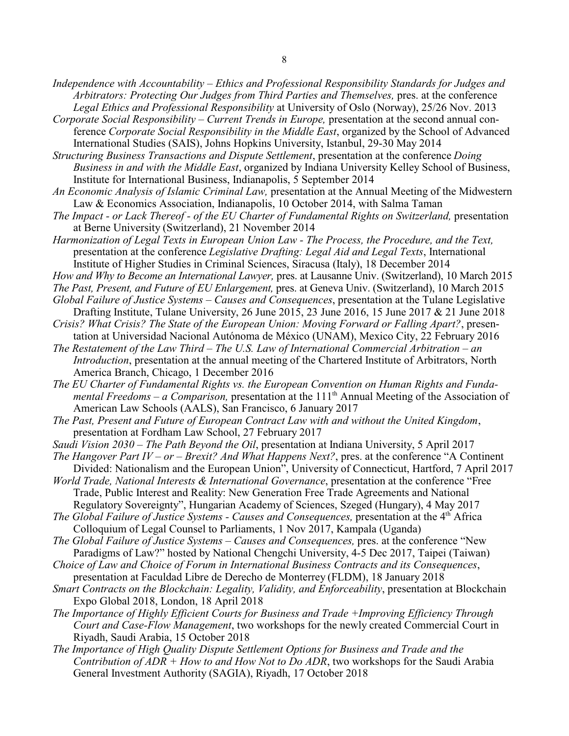*Independence with Accountability – Ethics and Professional Responsibility Standards for Judges and Arbitrators: Protecting Our Judges from Third Parties and Themselves,* pres. at the conference *Legal Ethics and Professional Responsibility* at University of Oslo (Norway), 25/26 Nov. 2013

*Corporate Social Responsibility – Current Trends in Europe,* presentation at the second annual conference *Corporate Social Responsibility in the Middle East*, organized by the School of Advanced International Studies (SAIS), Johns Hopkins University, Istanbul, 29-30 May 2014

*Structuring Business Transactions and Dispute Settlement*, presentation at the conference *Doing Business in and with the Middle East*, organized by Indiana University Kelley School of Business, Institute for International Business, Indianapolis, 5 September 2014

*An Economic Analysis of Islamic Criminal Law,* presentation at the Annual Meeting of the Midwestern Law & Economics Association, Indianapolis, 10 October 2014, with Salma Taman

*The Impact - or Lack Thereof - of the EU Charter of Fundamental Rights on Switzerland,* presentation at Berne University (Switzerland), 21 November 2014

*Harmonization of Legal Texts in European Union Law - The Process, the Procedure, and the Text,* presentation at the conference *Legislative Drafting: Legal Aid and Legal Texts*, International Institute of Higher Studies in Criminal Sciences, Siracusa (Italy), 18 December 2014

*How and Why to Become an International Lawyer,* pres. at Lausanne Univ. (Switzerland), 10 March 2015

*The Past, Present, and Future of EU Enlargement,* pres. at Geneva Univ. (Switzerland), 10 March 2015

*Global Failure of Justice Systems – Causes and Consequences*, presentation at the Tulane Legislative Drafting Institute, Tulane University, 26 June 2015, 23 June 2016, 15 June 2017 & 21 June 2018

*Crisis? What Crisis? The State of the European Union: Moving Forward or Falling Apart?*, presentation at Universidad Nacional Autónoma de México (UNAM), Mexico City, 22 February 2016

*The Restatement of the Law Third – The U.S. Law of International Commercial Arbitration – an Introduction*, presentation at the annual meeting of the Chartered Institute of Arbitrators, North America Branch, Chicago, 1 December 2016

*The EU Charter of Fundamental Rights vs. the European Convention on Human Rights and Fundamental Freedoms – a Comparison,* presentation at the 111th Annual Meeting of the Association of American Law Schools (AALS), San Francisco, 6 January 2017

*The Past, Present and Future of European Contract Law with and without the United Kingdom*, presentation at Fordham Law School, 27 February 2017

*Saudi Vision 2030 – The Path Beyond the Oil*, presentation at Indiana University, 5 April 2017

*The Hangover Part IV – or – Brexit? And What Happens Next?*, pres. at the conference "A Continent Divided: Nationalism and the European Union", University of Connecticut, Hartford, 7 April 2017

*World Trade, National Interests & International Governance*, presentation at the conference "Free Trade, Public Interest and Reality: New Generation Free Trade Agreements and National Regulatory Sovereignty", Hungarian Academy of Sciences, Szeged (Hungary), 4 May 2017

*The Global Failure of Justice Systems - Causes and Consequences,* presentation at the 4th Africa Colloquium of Legal Counsel to Parliaments, 1 Nov 2017, Kampala (Uganda)

*The Global Failure of Justice Systems – Causes and Consequences,* pres. at the conference "New Paradigms of Law?" hosted by National Chengchi University, 4-5 Dec 2017, Taipei (Taiwan)

*Choice of Law and Choice of Forum in International Business Contracts and its Consequences*, presentation at Faculdad Libre de Derecho de Monterrey (FLDM), 18 January 2018

*Smart Contracts on the Blockchain: Legality, Validity, and Enforceability*, presentation at Blockchain Expo Global 2018, London, 18 April 2018

*The Importance of Highly Efficient Courts for Business and Trade +Improving Efficiency Through Court and Case-Flow Management*, two workshops for the newly created Commercial Court in Riyadh, Saudi Arabia, 15 October 2018

*The Importance of High Quality Dispute Settlement Options for Business and Trade and the Contribution of ADR + How to and How Not to Do ADR*, two workshops for the Saudi Arabia General Investment Authority (SAGIA), Riyadh, 17 October 2018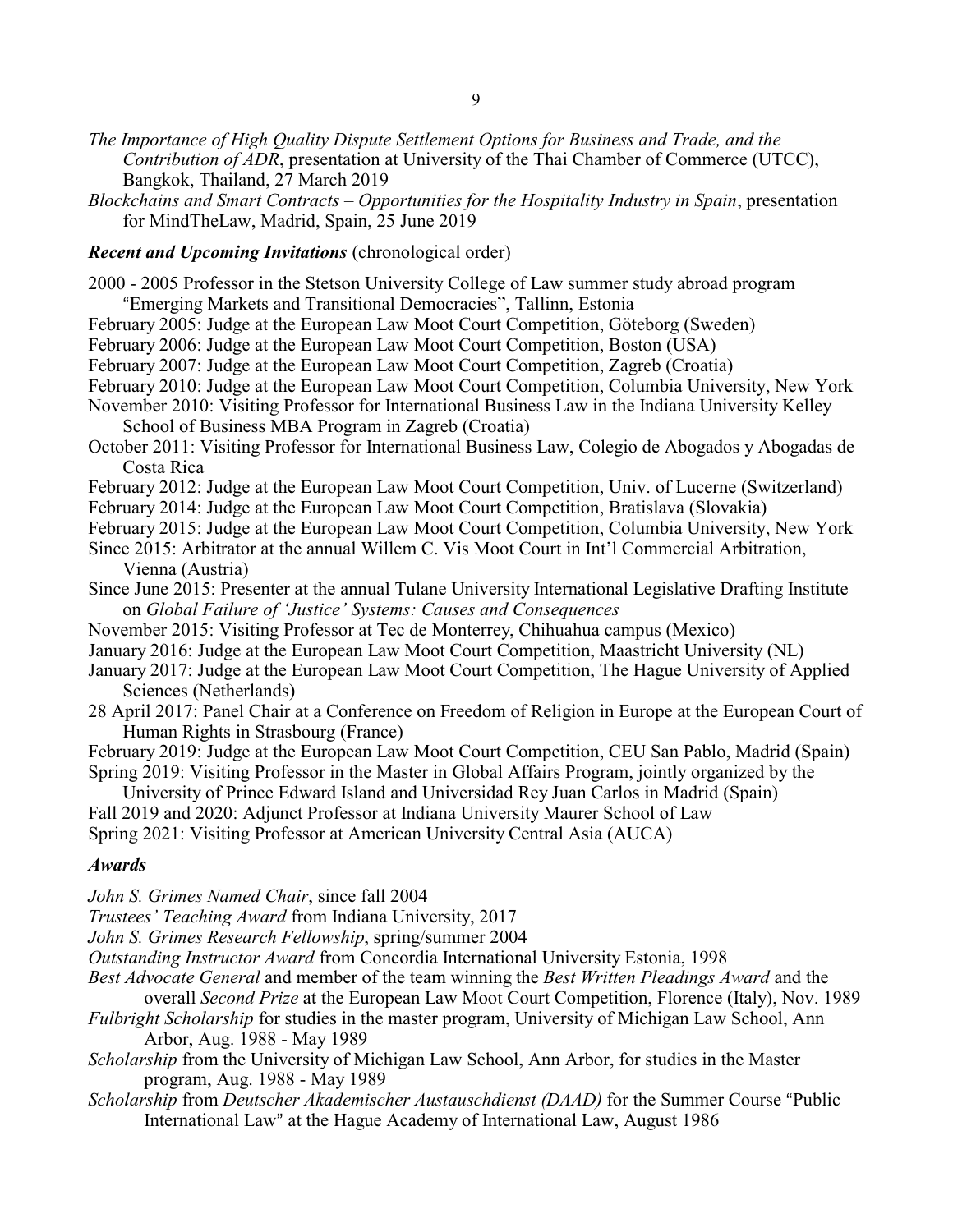*The Importance of High Quality Dispute Settlement Options for Business and Trade, and the Contribution of ADR*, presentation at University of the Thai Chamber of Commerce (UTCC), Bangkok, Thailand, 27 March 2019

*Blockchains and Smart Contracts – Opportunities for the Hospitality Industry in Spain*, presentation for MindTheLaw, Madrid, Spain, 25 June 2019

### ***Recent and Upcoming Invitations*** (chronological order)

2000 - 2005 Professor in the Stetson University College of Law summer study abroad program "Emerging Markets and Transitional Democracies", Tallinn, Estonia

February 2005: Judge at the European Law Moot Court Competition, Göteborg (Sweden)

February 2006: Judge at the European Law Moot Court Competition, Boston (USA)

February 2007: Judge at the European Law Moot Court Competition, Zagreb (Croatia)

February 2010: Judge at the European Law Moot Court Competition, Columbia University, New York

November 2010: Visiting Professor for International Business Law in the Indiana University Kelley School of Business MBA Program in Zagreb (Croatia)

October 2011: Visiting Professor for International Business Law, Colegio de Abogados y Abogadas de Costa Rica

February 2012: Judge at the European Law Moot Court Competition, Univ. of Lucerne (Switzerland)

February 2014: Judge at the European Law Moot Court Competition, Bratislava (Slovakia)

February 2015: Judge at the European Law Moot Court Competition, Columbia University, New York

Since 2015: Arbitrator at the annual Willem C. Vis Moot Court in Int'l Commercial Arbitration, Vienna (Austria)

Since June 2015: Presenter at the annual Tulane University International Legislative Drafting Institute on *Global Failure of 'Justice' Systems: Causes and Consequences*

November 2015: Visiting Professor at Tec de Monterrey, Chihuahua campus (Mexico)

January 2016: Judge at the European Law Moot Court Competition, Maastricht University (NL)

January 2017: Judge at the European Law Moot Court Competition, The Hague University of Applied Sciences (Netherlands)

28 April 2017: Panel Chair at a Conference on Freedom of Religion in Europe at the European Court of Human Rights in Strasbourg (France)

February 2019: Judge at the European Law Moot Court Competition, CEU San Pablo, Madrid (Spain)

Spring 2019: Visiting Professor in the Master in Global Affairs Program, jointly organized by the University of Prince Edward Island and Universidad Rey Juan Carlos in Madrid (Spain)

Fall 2019 and 2020: Adjunct Professor at Indiana University Maurer School of Law

Spring 2021: Visiting Professor at American University Central Asia (AUCA)

### ***Awards***

*John S. Grimes Named Chair*, since fall 2004

*Trustees' Teaching Award* from Indiana University, 2017

*John S. Grimes Research Fellowship*, spring/summer 2004

*Outstanding Instructor Award* from Concordia International University Estonia, 1998

*Best Advocate General* and member of the team winning the *Best Written Pleadings Award* and the overall *Second Prize* at the European Law Moot Court Competition, Florence (Italy), Nov. 1989

*Fulbright Scholarship* for studies in the master program, University of Michigan Law School, Ann Arbor, Aug. 1988 - May 1989

*Scholarship* from the University of Michigan Law School, Ann Arbor, for studies in the Master program, Aug. 1988 - May 1989

*Scholarship* from *Deutscher Akademischer Austauschdienst (DAAD)* for the Summer Course "Public International Law" at the Hague Academy of International Law, August 1986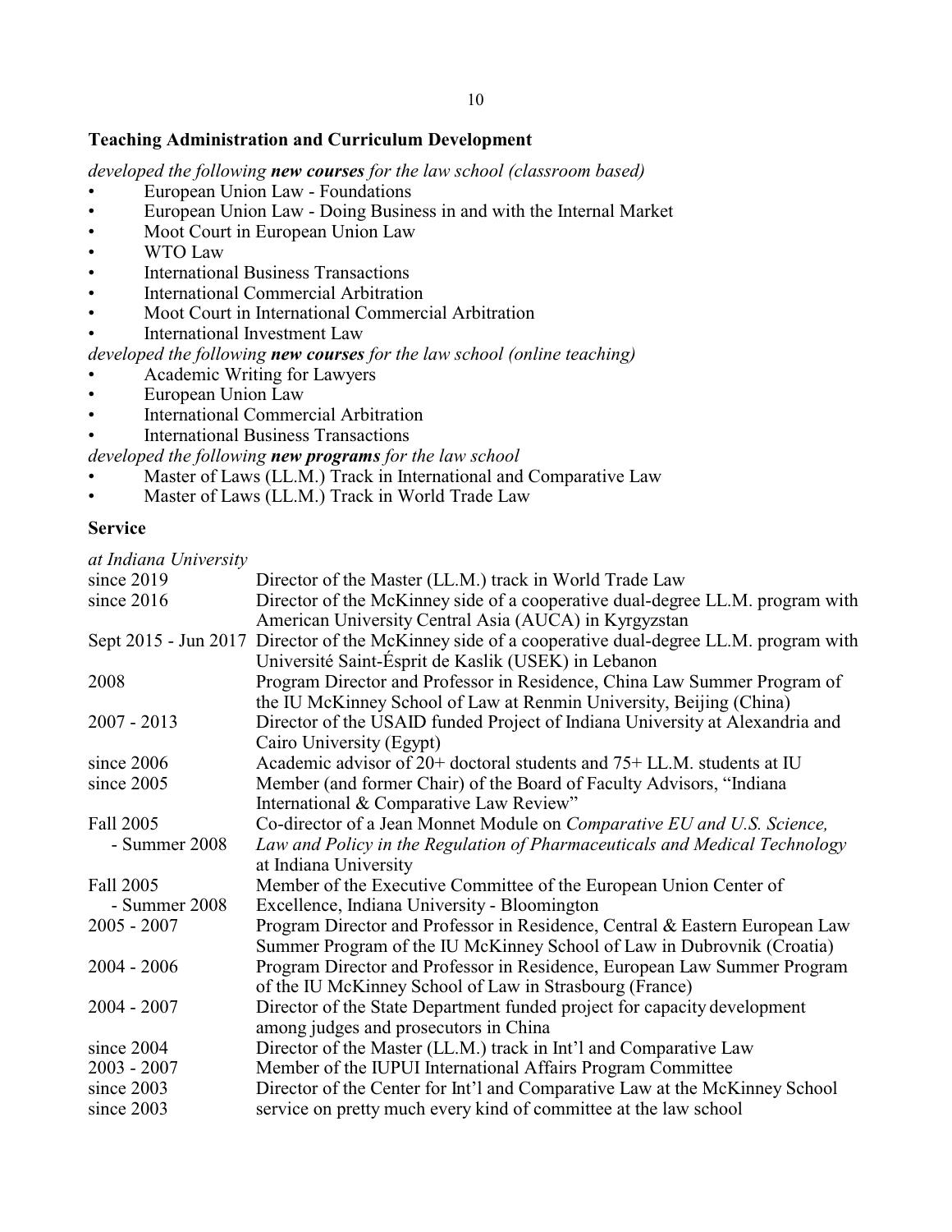## Teaching Administration and Curriculum Development

*developed the following **new courses** for the law school (classroom based)*

- European Union Law - Foundations
- European Union Law - Doing Business in and with the Internal Market
- Moot Court in European Union Law
- WTO Law
- International Business Transactions
- International Commercial Arbitration
- Moot Court in International Commercial Arbitration
- International Investment Law

*developed the following **new courses** for the law school (online teaching)*

- Academic Writing for Lawyers
- European Union Law
- International Commercial Arbitration
- International Business Transactions

*developed the following **new programs** for the law school*

- Master of Laws (LL.M.) Track in International and Comparative Law
- Master of Laws (LL.M.) Track in World Trade Law

## Service

*at Indiana University*

| | |
|---|---|
| since 2019 | Director of the Master (LL.M.) track in World Trade Law |
| since 2016 | Director of the McKinney side of a cooperative dual-degree LL.M. program with American University Central Asia (AUCA) in Kyrgyzstan |
| Sept 2015 - Jun 2017 | Director of the McKinney side of a cooperative dual-degree LL.M. program with Université Saint-Ésprit de Kaslik (USEK) in Lebanon |
| 2008 | Program Director and Professor in Residence, China Law Summer Program of the IU McKinney School of Law at Renmin University, Beijing (China) |
| 2007 - 2013 | Director of the USAID funded Project of Indiana University at Alexandria and Cairo University (Egypt) |
| since 2006 | Academic advisor of 20+ doctoral students and 75+ LL.M. students at IU |
| since 2005 | Member (and former Chair) of the Board of Faculty Advisors, "Indiana International & Comparative Law Review" |
| Fall 2005 - Summer 2008 | Co-director of a Jean Monnet Module on *Comparative EU and U.S. Science, Law and Policy in the Regulation of Pharmaceuticals and Medical Technology* at Indiana University |
| Fall 2005 - Summer 2008 | Member of the Executive Committee of the European Union Center of Excellence, Indiana University - Bloomington |
| 2005 - 2007 | Program Director and Professor in Residence, Central & Eastern European Law Summer Program of the IU McKinney School of Law in Dubrovnik (Croatia) |
| 2004 - 2006 | Program Director and Professor in Residence, European Law Summer Program of the IU McKinney School of Law in Strasbourg (France) |
| 2004 - 2007 | Director of the State Department funded project for capacity development among judges and prosecutors in China |
| since 2004 | Director of the Master (LL.M.) track in Int'l and Comparative Law |
| 2003 - 2007 | Member of the IUPUI International Affairs Program Committee |
| since 2003 | Director of the Center for Int'l and Comparative Law at the McKinney School |
| since 2003 | service on pretty much every kind of committee at the law school |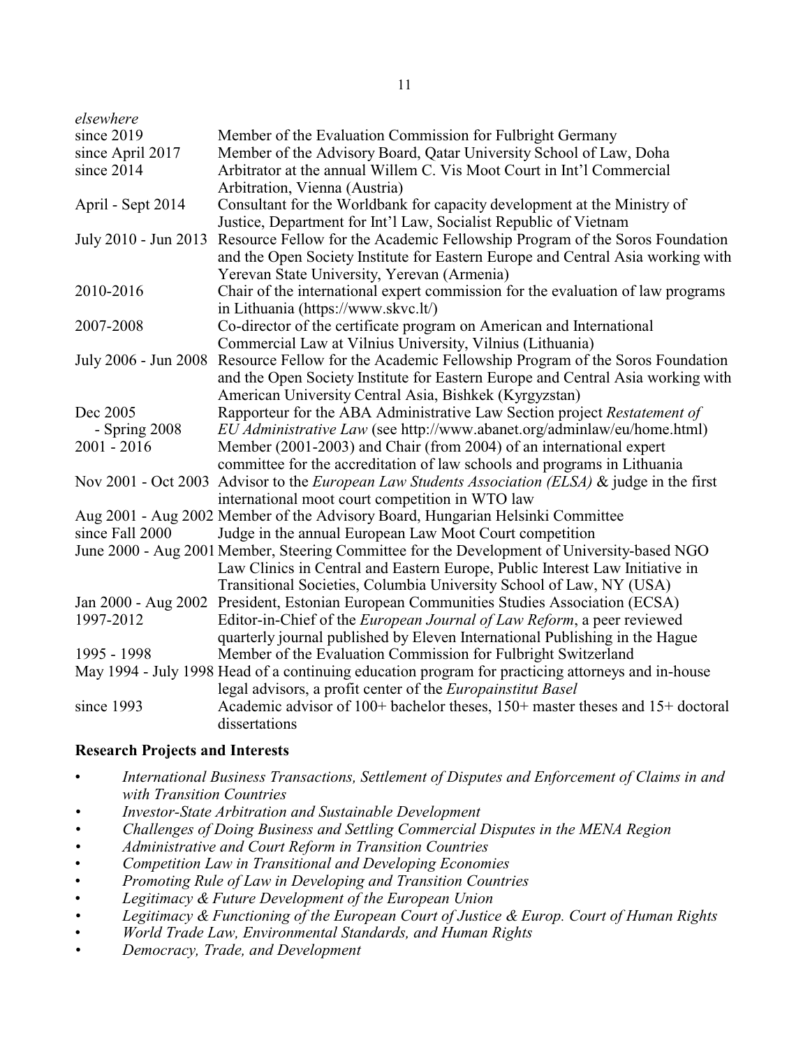*elsewhere*

| | |
|---|---|
| since 2019 | Member of the Evaluation Commission for Fulbright Germany |
| since April 2017 | Member of the Advisory Board, Qatar University School of Law, Doha |
| since 2014 | Arbitrator at the annual Willem C. Vis Moot Court in Int'l Commercial Arbitration, Vienna (Austria) |
| April - Sept 2014 | Consultant for the Worldbank for capacity development at the Ministry of Justice, Department for Int'l Law, Socialist Republic of Vietnam |
| July 2010 - Jun 2013 | Resource Fellow for the Academic Fellowship Program of the Soros Foundation and the Open Society Institute for Eastern Europe and Central Asia working with Yerevan State University, Yerevan (Armenia) |
| 2010-2016 | Chair of the international expert commission for the evaluation of law programs in Lithuania (https://www.skvc.lt/) |
| 2007-2008 | Co-director of the certificate program on American and International Commercial Law at Vilnius University, Vilnius (Lithuania) |
| July 2006 - Jun 2008 | Resource Fellow for the Academic Fellowship Program of the Soros Foundation and the Open Society Institute for Eastern Europe and Central Asia working with American University Central Asia, Bishkek (Kyrgyzstan) |
| Dec 2005 - Spring 2008 | Rapporteur for the ABA Administrative Law Section project *Restatement of EU Administrative Law* (see http://www.abanet.org/adminlaw/eu/home.html) |
| 2001 - 2016 | Member (2001-2003) and Chair (from 2004) of an international expert committee for the accreditation of law schools and programs in Lithuania |
| Nov 2001 - Oct 2003 | Advisor to the *European Law Students Association (ELSA)* & judge in the first international moot court competition in WTO law |
| Aug 2001 - Aug 2002 | Member of the Advisory Board, Hungarian Helsinki Committee |
| since Fall 2000 | Judge in the annual European Law Moot Court competition |
| June 2000 - Aug 2001 | Member, Steering Committee for the Development of University-based NGO Law Clinics in Central and Eastern Europe, Public Interest Law Initiative in Transitional Societies, Columbia University School of Law, NY (USA) |
| Jan 2000 - Aug 2002 | President, Estonian European Communities Studies Association (ECSA) |
| 1997-2012 | Editor-in-Chief of the *European Journal of Law Reform*, a peer reviewed quarterly journal published by Eleven International Publishing in the Hague |
| 1995 - 1998 | Member of the Evaluation Commission for Fulbright Switzerland |
| May 1994 - July 1998 | Head of a continuing education program for practicing attorneys and in-house legal advisors, a profit center of the *Europainstitut Basel* |
| since 1993 | Academic advisor of 100+ bachelor theses, 150+ master theses and 15+ doctoral dissertations |

## Research Projects and Interests

- *International Business Transactions, Settlement of Disputes and Enforcement of Claims in and with Transition Countries*
- *Investor-State Arbitration and Sustainable Development*
- *Challenges of Doing Business and Settling Commercial Disputes in the MENA Region*
- *Administrative and Court Reform in Transition Countries*
- *Competition Law in Transitional and Developing Economies*
- *Promoting Rule of Law in Developing and Transition Countries*
- *Legitimacy & Future Development of the European Union*
- *Legitimacy & Functioning of the European Court of Justice & Europ. Court of Human Rights*
- *World Trade Law, Environmental Standards, and Human Rights*
- *Democracy, Trade, and Development*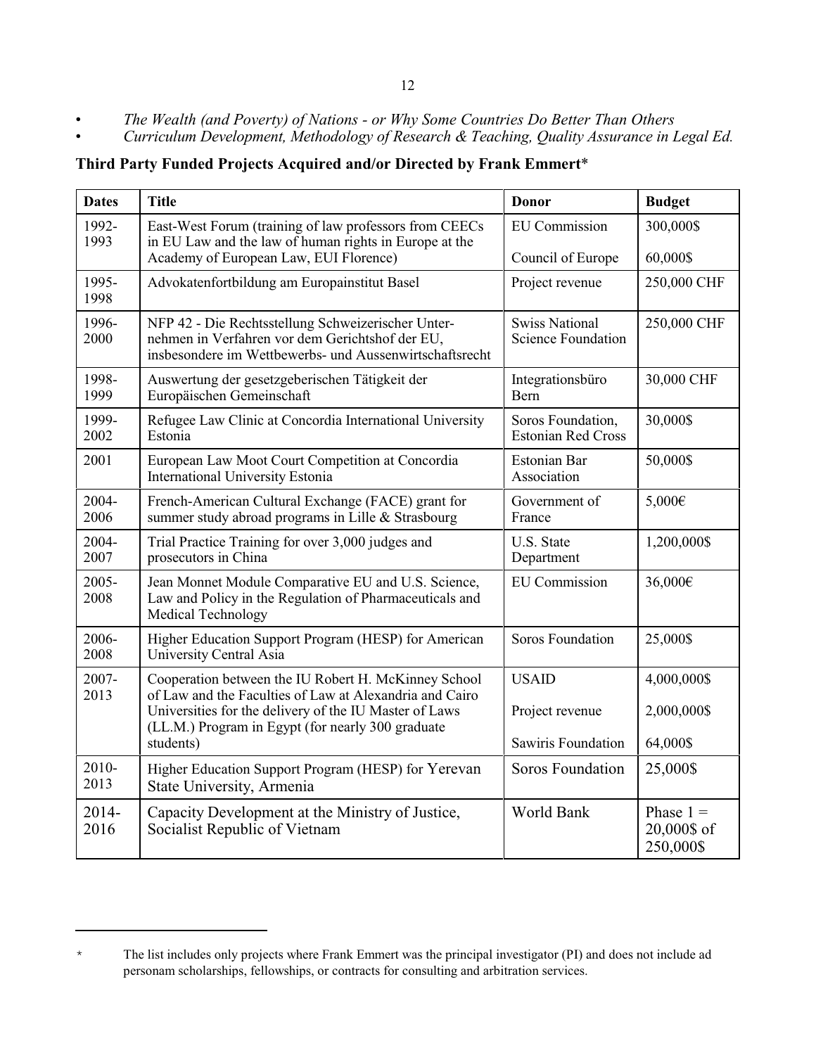- *The Wealth (and Poverty) of Nations - or Why Some Countries Do Better Than Others*
- *Curriculum Development, Methodology of Research & Teaching, Quality Assurance in Legal Ed.*

**Third Party Funded Projects Acquired and/or Directed by Frank Emmert***

| Dates | Title | Donor | Budget |
|---|---|---|---|
| 1992-1993 | East-West Forum (training of law professors from CEECs in EU Law and the law of human rights in Europe at the Academy of European Law, EUI Florence) | EU Commission<br><br>Council of Europe | 300,000$<br><br>60,000$ |
| 1995-1998 | Advokatenfortbildung am Europainstitut Basel | Project revenue | 250,000 CHF |
| 1996-2000 | NFP 42 - Die Rechtsstellung Schweizerischer Unternehmen in Verfahren vor dem Gerichtshof der EU, insbesondere im Wettbewerbs- und Aussenwirtschaftsrecht | Swiss National Science Foundation | 250,000 CHF |
| 1998-1999 | Auswertung der gesetzgeberischen Tätigkeit der Europäischen Gemeinschaft | Integrationsbüro Bern | 30,000 CHF |
| 1999-2002 | Refugee Law Clinic at Concordia International University Estonia | Soros Foundation, Estonian Red Cross | 30,000$ |
| 2001 | European Law Moot Court Competition at Concordia International University Estonia | Estonian Bar Association | 50,000$ |
| 2004-2006 | French-American Cultural Exchange (FACE) grant for summer study abroad programs in Lille & Strasbourg | Government of France | 5,000€ |
| 2004-2007 | Trial Practice Training for over 3,000 judges and prosecutors in China | U.S. State Department | 1,200,000$ |
| 2005-2008 | Jean Monnet Module Comparative EU and U.S. Science, Law and Policy in the Regulation of Pharmaceuticals and Medical Technology | EU Commission | 36,000€ |
| 2006-2008 | Higher Education Support Program (HESP) for American University Central Asia | Soros Foundation | 25,000$ |
| 2007-2013 | Cooperation between the IU Robert H. McKinney School of Law and the Faculties of Law at Alexandria and Cairo Universities for the delivery of the IU Master of Laws (LL.M.) Program in Egypt (for nearly 300 graduate students) | USAID<br><br>Project revenue<br><br>Sawiris Foundation | 4,000,000$<br><br>2,000,000$<br><br>64,000$ |
| 2010-2013 | Higher Education Support Program (HESP) for Yerevan State University, Armenia | Soros Foundation | 25,000$ |
| 2014-2016 | Capacity Development at the Ministry of Justice, Socialist Republic of Vietnam | World Bank | Phase 1 = 20,000$ of 250,000$ |

\* The list includes only projects where Frank Emmert was the principal investigator (PI) and does not include ad personam scholarships, fellowships, or contracts for consulting and arbitration services.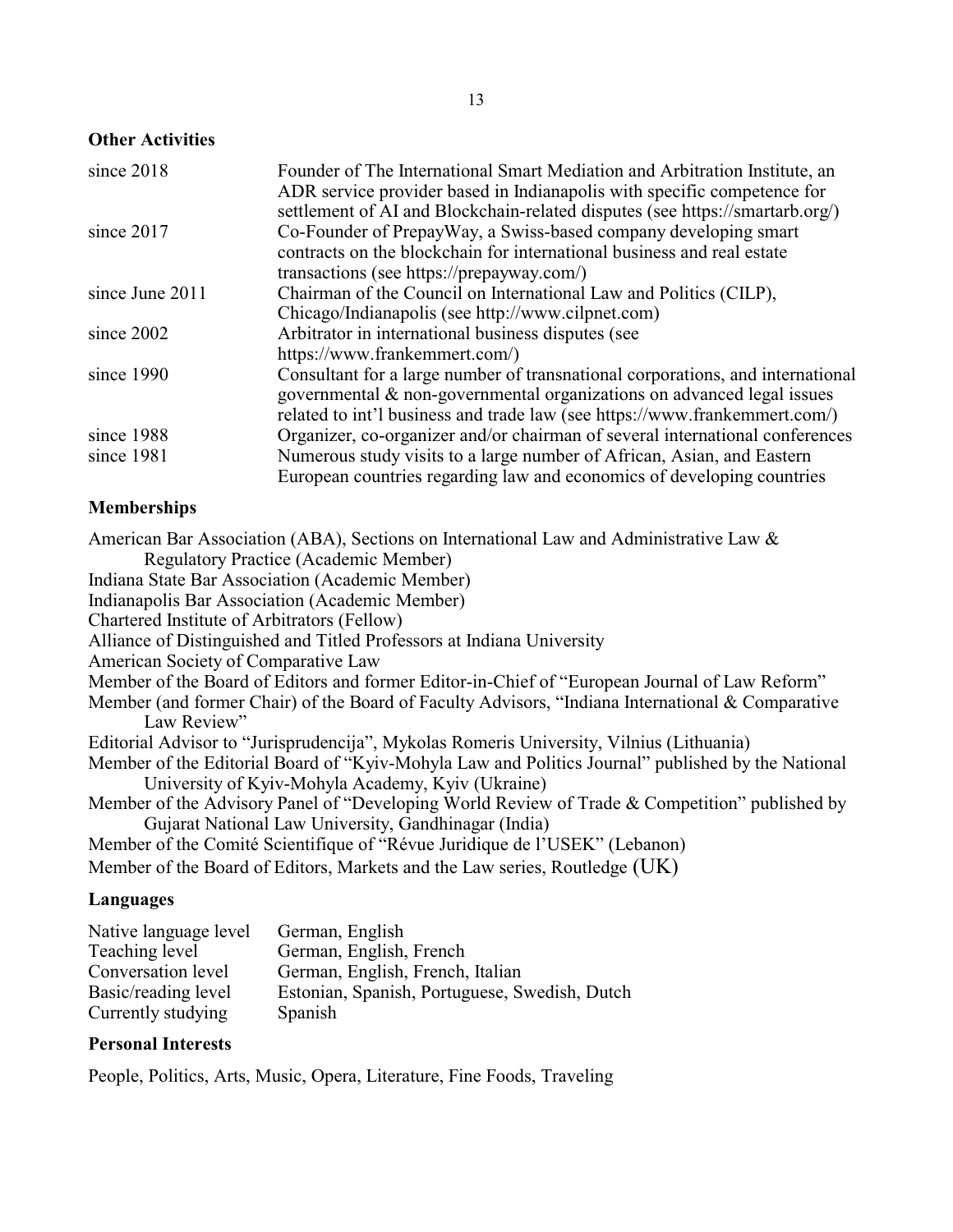## Other Activities

| | |
|---|---|
| since 2018 | Founder of The International Smart Mediation and Arbitration Institute, an ADR service provider based in Indianapolis with specific competence for settlement of AI and Blockchain-related disputes (see https://smartarb.org/) |
| since 2017 | Co-Founder of PrepayWay, a Swiss-based company developing smart contracts on the blockchain for international business and real estate transactions (see https://prepayway.com/) |
| since June 2011 | Chairman of the Council on International Law and Politics (CILP), Chicago/Indianapolis (see http://www.cilpnet.com) |
| since 2002 | Arbitrator in international business disputes (see https://www.frankemmert.com/) |
| since 1990 | Consultant for a large number of transnational corporations, and international governmental & non-governmental organizations on advanced legal issues related to int'l business and trade law (see https://www.frankemmert.com/) |
| since 1988 | Organizer, co-organizer and/or chairman of several international conferences |
| since 1981 | Numerous study visits to a large number of African, Asian, and Eastern European countries regarding law and economics of developing countries |

## Memberships

American Bar Association (ABA), Sections on International Law and Administrative Law & Regulatory Practice (Academic Member)
Indiana State Bar Association (Academic Member)
Indianapolis Bar Association (Academic Member)
Chartered Institute of Arbitrators (Fellow)
Alliance of Distinguished and Titled Professors at Indiana University
American Society of Comparative Law
Member of the Board of Editors and former Editor-in-Chief of "European Journal of Law Reform"
Member (and former Chair) of the Board of Faculty Advisors, "Indiana International & Comparative Law Review"
Editorial Advisor to "Jurisprudencija", Mykolas Romeris University, Vilnius (Lithuania)
Member of the Editorial Board of "Kyiv-Mohyla Law and Politics Journal" published by the National University of Kyiv-Mohyla Academy, Kyiv (Ukraine)
Member of the Advisory Panel of "Developing World Review of Trade & Competition" published by Gujarat National Law University, Gandhinagar (India)
Member of the Comité Scientifique of "Révue Juridique de l'USEK" (Lebanon)
Member of the Board of Editors, Markets and the Law series, Routledge (UK)

## Languages

| | |
|---|---|
| Native language level | German, English |
| Teaching level | German, English, French |
| Conversation level | German, English, French, Italian |
| Basic/reading level | Estonian, Spanish, Portuguese, Swedish, Dutch |
| Currently studying | Spanish |

## Personal Interests

People, Politics, Arts, Music, Opera, Literature, Fine Foods, Traveling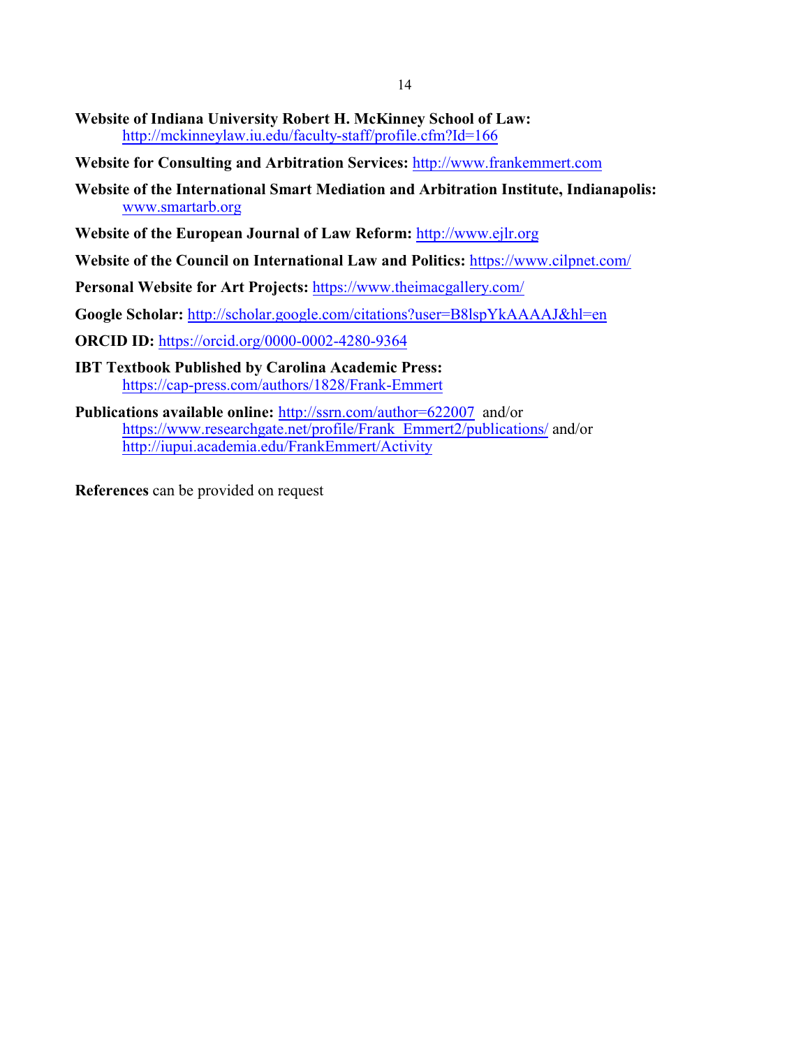**Website of Indiana University Robert H. McKinney School of Law:** http://mckinneylaw.iu.edu/faculty-staff/profile.cfm?Id=166

**Website for Consulting and Arbitration Services:** http://www.frankemmert.com

**Website of the International Smart Mediation and Arbitration Institute, Indianapolis:** www.smartarb.org

**Website of the European Journal of Law Reform:** http://www.ejlr.org

**Website of the Council on International Law and Politics:** https://www.cilpnet.com/

**Personal Website for Art Projects:** https://www.theimacgallery.com/

**Google Scholar:** http://scholar.google.com/citations?user=B8lspYkAAAAJ&hl=en

**ORCID ID:** https://orcid.org/0000-0002-4280-9364

**IBT Textbook Published by Carolina Academic Press:** https://cap-press.com/authors/1828/Frank-Emmert

**Publications available online:** http://ssrn.com/author=622007 and/or https://www.researchgate.net/profile/Frank_Emmert2/publications/ and/or http://iupui.academia.edu/FrankEmmert/Activity

**References** can be provided on request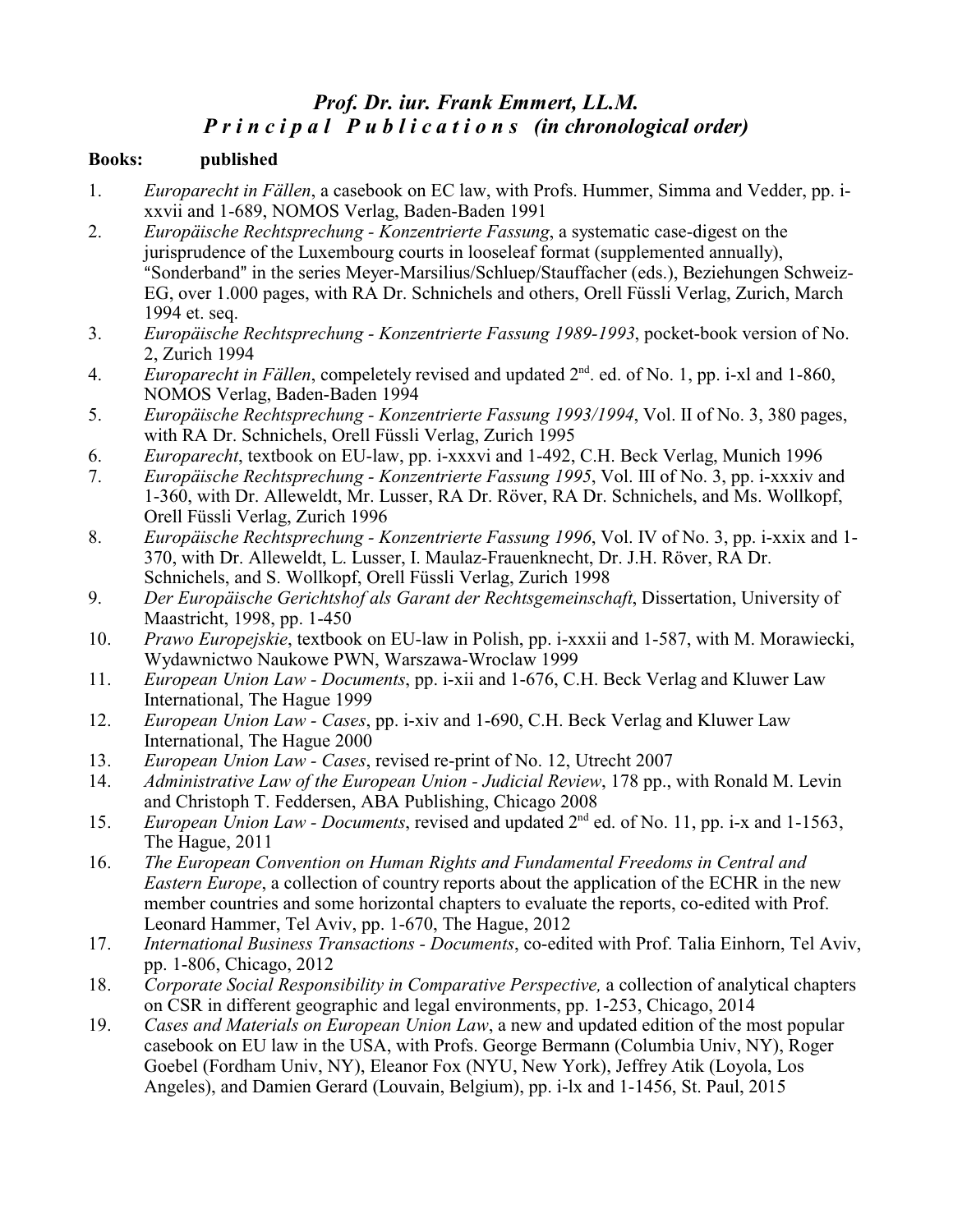# *Prof. Dr. iur. Frank Emmert, LL.M.*
## *Principal Publications (in chronological order)*

**Books: published**

1. *Europarecht in Fällen*, a casebook on EC law, with Profs. Hummer, Simma and Vedder, pp. i-xxvii and 1-689, NOMOS Verlag, Baden-Baden 1991
2. *Europäische Rechtsprechung - Konzentrierte Fassung*, a systematic case-digest on the jurisprudence of the Luxembourg courts in looseleaf format (supplemented annually), "Sonderband" in the series Meyer-Marsilius/Schluep/Stauffacher (eds.), Beziehungen Schweiz-EG, over 1.000 pages, with RA Dr. Schnichels and others, Orell Füssli Verlag, Zurich, March 1994 et. seq.
3. *Europäische Rechtsprechung - Konzentrierte Fassung 1989-1993*, pocket-book version of No. 2, Zurich 1994
4. *Europarecht in Fällen*, compeletely revised and updated 2nd. ed. of No. 1, pp. i-xl and 1-860, NOMOS Verlag, Baden-Baden 1994
5. *Europäische Rechtsprechung - Konzentrierte Fassung 1993/1994*, Vol. II of No. 3, 380 pages, with RA Dr. Schnichels, Orell Füssli Verlag, Zurich 1995
6. *Europarecht*, textbook on EU-law, pp. i-xxxvi and 1-492, C.H. Beck Verlag, Munich 1996
7. *Europäische Rechtsprechung - Konzentrierte Fassung 1995*, Vol. III of No. 3, pp. i-xxxiv and 1-360, with Dr. Alleweldt, Mr. Lusser, RA Dr. Röver, RA Dr. Schnichels, and Ms. Wollkopf, Orell Füssli Verlag, Zurich 1996
8. *Europäische Rechtsprechung - Konzentrierte Fassung 1996*, Vol. IV of No. 3, pp. i-xxix and 1-370, with Dr. Alleweldt, L. Lusser, I. Maulaz-Frauenknecht, Dr. J.H. Röver, RA Dr. Schnichels, and S. Wollkopf, Orell Füssli Verlag, Zurich 1998
9. *Der Europäische Gerichtshof als Garant der Rechtsgemeinschaft*, Dissertation, University of Maastricht, 1998, pp. 1-450
10. *Prawo Europejskie*, textbook on EU-law in Polish, pp. i-xxxii and 1-587, with M. Morawiecki, Wydawnictwo Naukowe PWN, Warszawa-Wroclaw 1999
11. *European Union Law - Documents*, pp. i-xii and 1-676, C.H. Beck Verlag and Kluwer Law International, The Hague 1999
12. *European Union Law - Cases*, pp. i-xiv and 1-690, C.H. Beck Verlag and Kluwer Law International, The Hague 2000
13. *European Union Law - Cases*, revised re-print of No. 12, Utrecht 2007
14. *Administrative Law of the European Union - Judicial Review*, 178 pp., with Ronald M. Levin and Christoph T. Feddersen, ABA Publishing, Chicago 2008
15. *European Union Law - Documents*, revised and updated 2nd ed. of No. 11, pp. i-x and 1-1563, The Hague, 2011
16. *The European Convention on Human Rights and Fundamental Freedoms in Central and Eastern Europe*, a collection of country reports about the application of the ECHR in the new member countries and some horizontal chapters to evaluate the reports, co-edited with Prof. Leonard Hammer, Tel Aviv, pp. 1-670, The Hague, 2012
17. *International Business Transactions - Documents*, co-edited with Prof. Talia Einhorn, Tel Aviv, pp. 1-806, Chicago, 2012
18. *Corporate Social Responsibility in Comparative Perspective,* a collection of analytical chapters on CSR in different geographic and legal environments, pp. 1-253, Chicago, 2014
19. *Cases and Materials on European Union Law*, a new and updated edition of the most popular casebook on EU law in the USA, with Profs. George Bermann (Columbia Univ, NY), Roger Goebel (Fordham Univ, NY), Eleanor Fox (NYU, New York), Jeffrey Atik (Loyola, Los Angeles), and Damien Gerard (Louvain, Belgium), pp. i-lx and 1-1456, St. Paul, 2015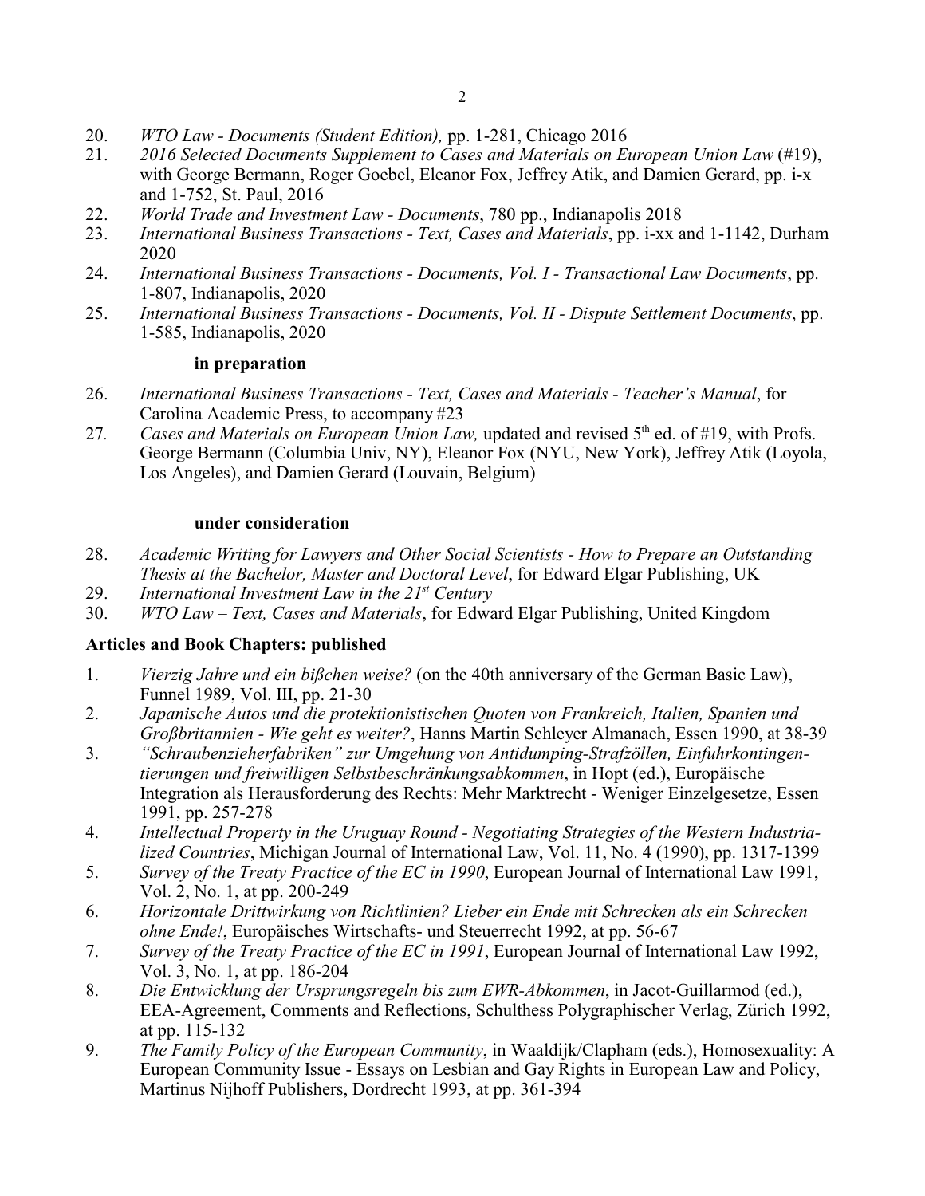20. *WTO Law - Documents (Student Edition),* pp. 1-281, Chicago 2016
21. *2016 Selected Documents Supplement to Cases and Materials on European Union Law* (#19), with George Bermann, Roger Goebel, Eleanor Fox, Jeffrey Atik, and Damien Gerard, pp. i-x and 1-752, St. Paul, 2016
22. *World Trade and Investment Law - Documents*, 780 pp., Indianapolis 2018
23. *International Business Transactions - Text, Cases and Materials*, pp. i-xx and 1-1142, Durham 2020
24. *International Business Transactions - Documents, Vol. I - Transactional Law Documents*, pp. 1-807, Indianapolis, 2020
25. *International Business Transactions - Documents, Vol. II - Dispute Settlement Documents*, pp. 1-585, Indianapolis, 2020

**in preparation**

26. *International Business Transactions - Text, Cases and Materials - Teacher's Manual*, for Carolina Academic Press, to accompany #23
27. *Cases and Materials on European Union Law,* updated and revised 5th ed. of #19, with Profs. George Bermann (Columbia Univ, NY), Eleanor Fox (NYU, New York), Jeffrey Atik (Loyola, Los Angeles), and Damien Gerard (Louvain, Belgium)

**under consideration**

28. *Academic Writing for Lawyers and Other Social Scientists - How to Prepare an Outstanding Thesis at the Bachelor, Master and Doctoral Level*, for Edward Elgar Publishing, UK
29. *International Investment Law in the 21st Century*
30. *WTO Law – Text, Cases and Materials*, for Edward Elgar Publishing, United Kingdom

**Articles and Book Chapters: published**

1. *Vierzig Jahre und ein bißchen weise?* (on the 40th anniversary of the German Basic Law), Funnel 1989, Vol. III, pp. 21-30
2. *Japanische Autos und die protektionistischen Quoten von Frankreich, Italien, Spanien und Großbritannien - Wie geht es weiter?*, Hanns Martin Schleyer Almanach, Essen 1990, at 38-39
3. *"Schraubenzieherfabriken" zur Umgehung von Antidumping-Strafzöllen, Einfuhrkontingentierungen und freiwilligen Selbstbeschränkungsabkommen*, in Hopt (ed.), Europäische Integration als Herausforderung des Rechts: Mehr Marktrecht - Weniger Einzelgesetze, Essen 1991, pp. 257-278
4. *Intellectual Property in the Uruguay Round - Negotiating Strategies of the Western Industrialized Countries*, Michigan Journal of International Law, Vol. 11, No. 4 (1990), pp. 1317-1399
5. *Survey of the Treaty Practice of the EC in 1990*, European Journal of International Law 1991, Vol. 2, No. 1, at pp. 200-249
6. *Horizontale Drittwirkung von Richtlinien? Lieber ein Ende mit Schrecken als ein Schrecken ohne Ende!*, Europäisches Wirtschafts- und Steuerrecht 1992, at pp. 56-67
7. *Survey of the Treaty Practice of the EC in 1991*, European Journal of International Law 1992, Vol. 3, No. 1, at pp. 186-204
8. *Die Entwicklung der Ursprungsregeln bis zum EWR-Abkommen*, in Jacot-Guillarmod (ed.), EEA-Agreement, Comments and Reflections, Schulthess Polygraphischer Verlag, Zürich 1992, at pp. 115-132
9. *The Family Policy of the European Community*, in Waaldijk/Clapham (eds.), Homosexuality: A European Community Issue - Essays on Lesbian and Gay Rights in European Law and Policy, Martinus Nijhoff Publishers, Dordrecht 1993, at pp. 361-394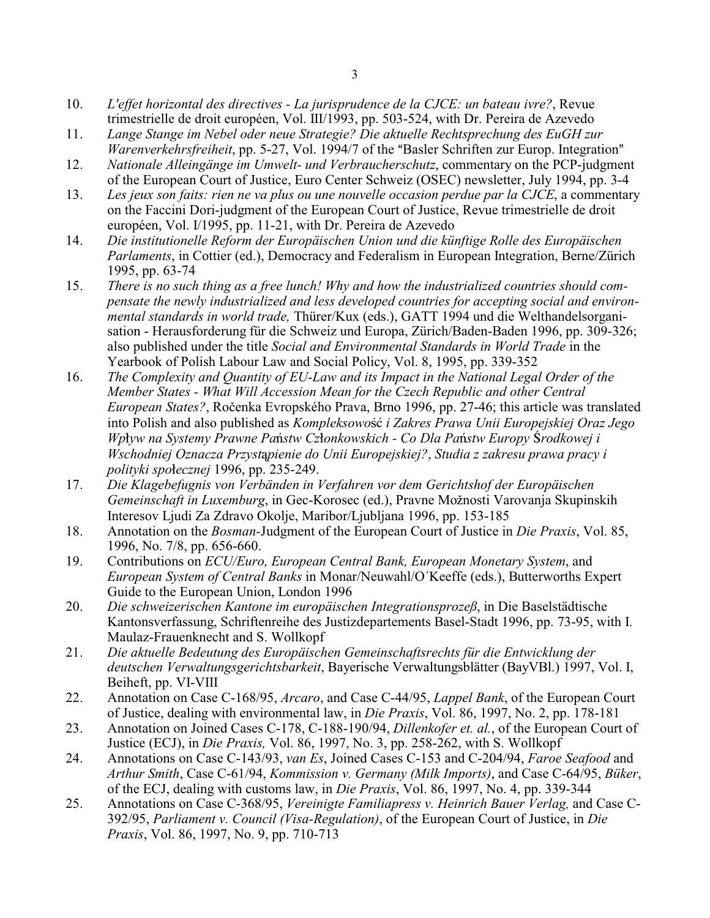10. *L'effet horizontal des directives - La jurisprudence de la CJCE: un bateau ivre?*, Revue trimestrielle de droit européen, Vol. III/1993, pp. 503-524, with Dr. Pereira de Azevedo
11. *Lange Stange im Nebel oder neue Strategie? Die aktuelle Rechtsprechung des EuGH zur Warenverkehrsfreiheit*, pp. 5-27, Vol. 1994/7 of the "Basler Schriften zur Europ. Integration"
12. *Nationale Alleingänge im Umwelt- und Verbraucherschutz*, commentary on the PCP-judgment of the European Court of Justice, Euro Center Schweiz (OSEC) newsletter, July 1994, pp. 3-4
13. *Les jeux son faits: rien ne va plus ou une nouvelle occasion perdue par la CJCE*, a commentary on the Faccini Dori-judgment of the European Court of Justice, Revue trimestrielle de droit européen, Vol. I/1995, pp. 11-21, with Dr. Pereira de Azevedo
14. *Die institutionelle Reform der Europäischen Union und die künftige Rolle des Europäischen Parlaments*, in Cottier (ed.), Democracy and Federalism in European Integration, Berne/Zürich 1995, pp. 63-74
15. *There is no such thing as a free lunch! Why and how the industrialized countries should compensate the newly industrialized and less developed countries for accepting social and environmental standards in world trade,* Thürer/Kux (eds.), GATT 1994 und die Welthandelsorganisation - Herausforderung für die Schweiz und Europa, Zürich/Baden-Baden 1996, pp. 309-326; also published under the title *Social and Environmental Standards in World Trade* in the Yearbook of Polish Labour Law and Social Policy, Vol. 8, 1995, pp. 339-352
16. *The Complexity and Quantity of EU-Law and its Impact in the National Legal Order of the Member States - What Will Accession Mean for the Czech Republic and other Central European States?*, Ročenka Evropského Prava, Brno 1996, pp. 27-46; this article was translated into Polish and also published as *Kompleksowość i Zakres Prawa Unii Europejskiej Oraz Jego Wpływ na Systemy Prawne Państw Członkowskich - Co Dla Państw Europy Środkowej i Wschodniej Oznacza Przystąpienie do Unii Europejskiej?*, *Studia z zakresu prawa pracy i polityki społecznej* 1996, pp. 235-249.
17. *Die Klagebefugnis von Verbänden in Verfahren vor dem Gerichtshof der Europäischen Gemeinschaft in Luxemburg*, in Gec-Korosec (ed.), Pravne Možnosti Varovanja Skupinskih Interesov Ljudi Za Zdravo Okolje, Maribor/Ljubljana 1996, pp. 153-185
18. Annotation on the *Bosman*-Judgment of the European Court of Justice in *Die Praxis*, Vol. 85, 1996, No. 7/8, pp. 656-660.
19. Contributions on *ECU/Euro, European Central Bank, European Monetary System*, and *European System of Central Banks* in Monar/Neuwahl/O´Keeffe (eds.), Butterworths Expert Guide to the European Union, London 1996
20. *Die schweizerischen Kantone im europäischen Integrationsprozeß*, in Die Baselstädtische Kantonsverfassung, Schriftenreihe des Justizdepartements Basel-Stadt 1996, pp. 73-95, with I. Maulaz-Frauenknecht and S. Wollkopf
21. *Die aktuelle Bedeutung des Europäischen Gemeinschaftsrechts für die Entwicklung der deutschen Verwaltungsgerichtsbarkeit*, Bayerische Verwaltungsblätter (BayVBl.) 1997, Vol. I, Beiheft, pp. VI-VIII
22. Annotation on Case C-168/95, *Arcaro*, and Case C-44/95, *Lappel Bank*, of the European Court of Justice, dealing with environmental law, in *Die Praxis*, Vol. 86, 1997, No. 2, pp. 178-181
23. Annotation on Joined Cases C-178, C-188-190/94, *Dillenkofer et. al.*, of the European Court of Justice (ECJ), in *Die Praxis,* Vol. 86, 1997, No. 3, pp. 258-262, with S. Wollkopf
24. Annotations on Case C-143/93, *van Es*, Joined Cases C-153 and C-204/94, *Faroe Seafood* and *Arthur Smith*, Case C-61/94, *Kommission v. Germany (Milk Imports)*, and Case C-64/95, *Büker*, of the ECJ, dealing with customs law, in *Die Praxis*, Vol. 86, 1997, No. 4, pp. 339-344
25. Annotations on Case C-368/95, *Vereinigte Familiapress v. Heinrich Bauer Verlag,* and Case C-392/95, *Parliament v. Council (Visa-Regulation)*, of the European Court of Justice, in *Die Praxis*, Vol. 86, 1997, No. 9, pp. 710-713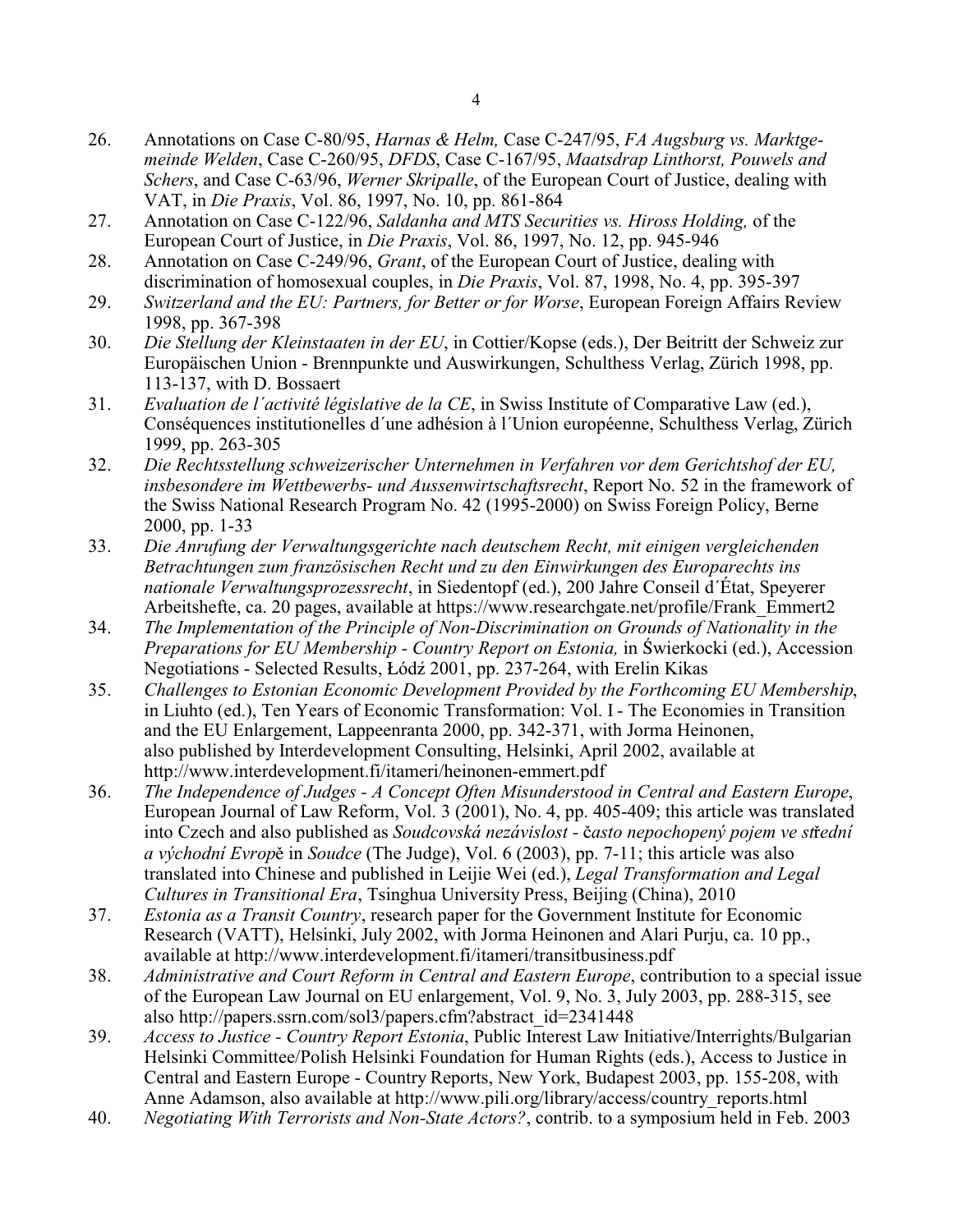26. Annotations on Case C-80/95, *Harnas & Helm,* Case C-247/95, *FA Augsburg vs. Marktgemeinde Welden*, Case C-260/95, *DFDS*, Case C-167/95, *Maatsdrap Linthorst, Pouwels and Schers*, and Case C-63/96, *Werner Skripalle*, of the European Court of Justice, dealing with VAT, in *Die Praxis*, Vol. 86, 1997, No. 10, pp. 861-864
27. Annotation on Case C-122/96, *Saldanha and MTS Securities vs. Hiross Holding,* of the European Court of Justice, in *Die Praxis*, Vol. 86, 1997, No. 12, pp. 945-946
28. Annotation on Case C-249/96, *Grant*, of the European Court of Justice, dealing with discrimination of homosexual couples, in *Die Praxis*, Vol. 87, 1998, No. 4, pp. 395-397
29. *Switzerland and the EU: Partners, for Better or for Worse*, European Foreign Affairs Review 1998, pp. 367-398
30. *Die Stellung der Kleinstaaten in der EU*, in Cottier/Kopse (eds.), Der Beitritt der Schweiz zur Europäischen Union - Brennpunkte und Auswirkungen, Schulthess Verlag, Zürich 1998, pp. 113-137, with D. Bossaert
31. *Evaluation de l´activité législative de la CE*, in Swiss Institute of Comparative Law (ed.), Conséquences institutionelles d´une adhésion à l´Union européenne, Schulthess Verlag, Zürich 1999, pp. 263-305
32. *Die Rechtsstellung schweizerischer Unternehmen in Verfahren vor dem Gerichtshof der EU, insbesondere im Wettbewerbs- und Aussenwirtschaftsrecht*, Report No. 52 in the framework of the Swiss National Research Program No. 42 (1995-2000) on Swiss Foreign Policy, Berne 2000, pp. 1-33
33. *Die Anrufung der Verwaltungsgerichte nach deutschem Recht, mit einigen vergleichenden Betrachtungen zum französischen Recht und zu den Einwirkungen des Europarechts ins nationale Verwaltungsprozessrecht*, in Siedentopf (ed.), 200 Jahre Conseil d´État, Speyerer Arbeitshefte, ca. 20 pages, available at https://www.researchgate.net/profile/Frank_Emmert2
34. *The Implementation of the Principle of Non-Discrimination on Grounds of Nationality in the Preparations for EU Membership - Country Report on Estonia,* in Świerkocki (ed.), Accession Negotiations - Selected Results, Łódź 2001, pp. 237-264, with Erelin Kikas
35. *Challenges to Estonian Economic Development Provided by the Forthcoming EU Membership*, in Liuhto (ed.), Ten Years of Economic Transformation: Vol. I - The Economies in Transition and the EU Enlargement, Lappeenranta 2000, pp. 342-371, with Jorma Heinonen, also published by Interdevelopment Consulting, Helsinki, April 2002, available at http://www.interdevelopment.fi/itameri/heinonen-emmert.pdf
36. *The Independence of Judges - A Concept Often Misunderstood in Central and Eastern Europe*, European Journal of Law Reform, Vol. 3 (2001), No. 4, pp. 405-409; this article was translated into Czech and also published as *Soudcovská nezávislost - často nepochopený pojem ve střední a východní Evropě* in *Soudce* (The Judge), Vol. 6 (2003), pp. 7-11; this article was also translated into Chinese and published in Leijie Wei (ed.), *Legal Transformation and Legal Cultures in Transitional Era*, Tsinghua University Press, Beijing (China), 2010
37. *Estonia as a Transit Country*, research paper for the Government Institute for Economic Research (VATT), Helsinki, July 2002, with Jorma Heinonen and Alari Purju, ca. 10 pp., available at http://www.interdevelopment.fi/itameri/transitbusiness.pdf
38. *Administrative and Court Reform in Central and Eastern Europe*, contribution to a special issue of the European Law Journal on EU enlargement, Vol. 9, No. 3, July 2003, pp. 288-315, see also http://papers.ssrn.com/sol3/papers.cfm?abstract_id=2341448
39. *Access to Justice - Country Report Estonia*, Public Interest Law Initiative/Interrights/Bulgarian Helsinki Committee/Polish Helsinki Foundation for Human Rights (eds.), Access to Justice in Central and Eastern Europe - Country Reports, New York, Budapest 2003, pp. 155-208, with Anne Adamson, also available at http://www.pili.org/library/access/country_reports.html
40. *Negotiating With Terrorists and Non-State Actors?*, contrib. to a symposium held in Feb. 2003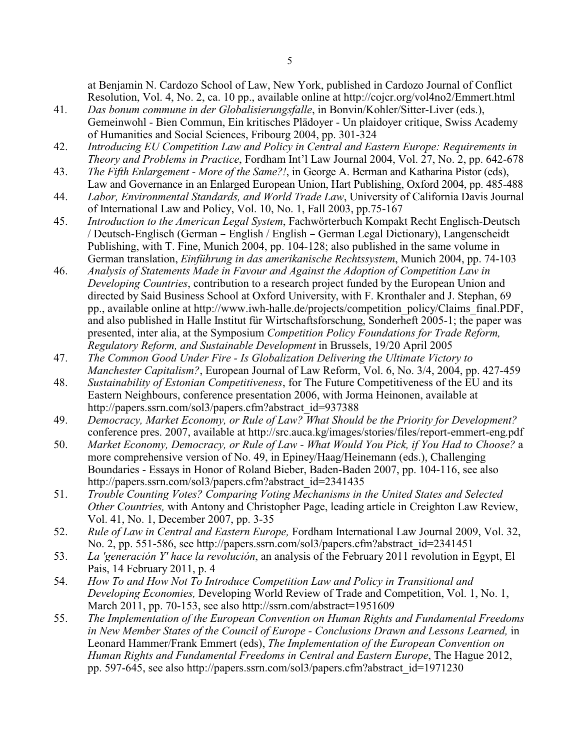at Benjamin N. Cardozo School of Law, New York, published in Cardozo Journal of Conflict Resolution, Vol. 4, No. 2, ca. 10 pp., available online at http://cojcr.org/vol4no2/Emmert.html

41. *Das bonum commune in der Globalisierungsfalle*, in Bonvin/Kohler/Sitter-Liver (eds.), Gemeinwohl - Bien Commun, Ein kritisches Plädoyer - Un plaidoyer critique, Swiss Academy of Humanities and Social Sciences, Fribourg 2004, pp. 301-324
42. *Introducing EU Competition Law and Policy in Central and Eastern Europe: Requirements in Theory and Problems in Practice*, Fordham Int'l Law Journal 2004, Vol. 27, No. 2, pp. 642-678
43. *The Fifth Enlargement - More of the Same?!*, in George A. Berman and Katharina Pistor (eds), Law and Governance in an Enlarged European Union, Hart Publishing, Oxford 2004, pp. 485-488
44. *Labor, Environmental Standards, and World Trade Law*, University of California Davis Journal of International Law and Policy, Vol. 10, No. 1, Fall 2003, pp.75-167
45. *Introduction to the American Legal System*, Fachwörterbuch Kompakt Recht Englisch-Deutsch / Deutsch-Englisch (German – English / English – German Legal Dictionary), Langenscheidt Publishing, with T. Fine, Munich 2004, pp. 104-128; also published in the same volume in German translation, *Einführung in das amerikanische Rechtssystem*, Munich 2004, pp. 74-103
46. *Analysis of Statements Made in Favour and Against the Adoption of Competition Law in Developing Countries*, contribution to a research project funded by the European Union and directed by Said Business School at Oxford University, with F. Kronthaler and J. Stephan, 69 pp., available online at http://www.iwh-halle.de/projects/competition_policy/Claims_final.PDF, and also published in Halle Institut für Wirtschaftsforschung, Sonderheft 2005-1; the paper was presented, inter alia, at the Symposium *Competition Policy Foundations for Trade Reform, Regulatory Reform, and Sustainable Development* in Brussels, 19/20 April 2005
47. *The Common Good Under Fire - Is Globalization Delivering the Ultimate Victory to Manchester Capitalism?*, European Journal of Law Reform, Vol. 6, No. 3/4, 2004, pp. 427-459
48. *Sustainability of Estonian Competitiveness*, for The Future Competitiveness of the EU and its Eastern Neighbours, conference presentation 2006, with Jorma Heinonen, available at http://papers.ssrn.com/sol3/papers.cfm?abstract_id=937388
49. *Democracy, Market Economy, or Rule of Law? What Should be the Priority for Development?* conference pres. 2007, available at http://src.auca.kg/images/stories/files/report-emmert-eng.pdf
50. *Market Economy, Democracy, or Rule of Law - What Would You Pick, if You Had to Choose?* a more comprehensive version of No. 49, in Epiney/Haag/Heinemann (eds.), Challenging Boundaries - Essays in Honor of Roland Bieber, Baden-Baden 2007, pp. 104-116, see also http://papers.ssrn.com/sol3/papers.cfm?abstract_id=2341435
51. *Trouble Counting Votes? Comparing Voting Mechanisms in the United States and Selected Other Countries,* with Antony and Christopher Page, leading article in Creighton Law Review, Vol. 41, No. 1, December 2007, pp. 3-35
52. *Rule of Law in Central and Eastern Europe,* Fordham International Law Journal 2009, Vol. 32, No. 2, pp. 551-586, see http://papers.ssrn.com/sol3/papers.cfm?abstract_id=2341451
53. *La 'generación Y' hace la revolución*, an analysis of the February 2011 revolution in Egypt, El Pais, 14 February 2011, p. 4
54. *How To and How Not To Introduce Competition Law and Policy in Transitional and Developing Economies,* Developing World Review of Trade and Competition, Vol. 1, No. 1, March 2011, pp. 70-153, see also http://ssrn.com/abstract=1951609
55. *The Implementation of the European Convention on Human Rights and Fundamental Freedoms in New Member States of the Council of Europe - Conclusions Drawn and Lessons Learned,* in Leonard Hammer/Frank Emmert (eds), *The Implementation of the European Convention on Human Rights and Fundamental Freedoms in Central and Eastern Europe*, The Hague 2012, pp. 597-645, see also http://papers.ssrn.com/sol3/papers.cfm?abstract_id=1971230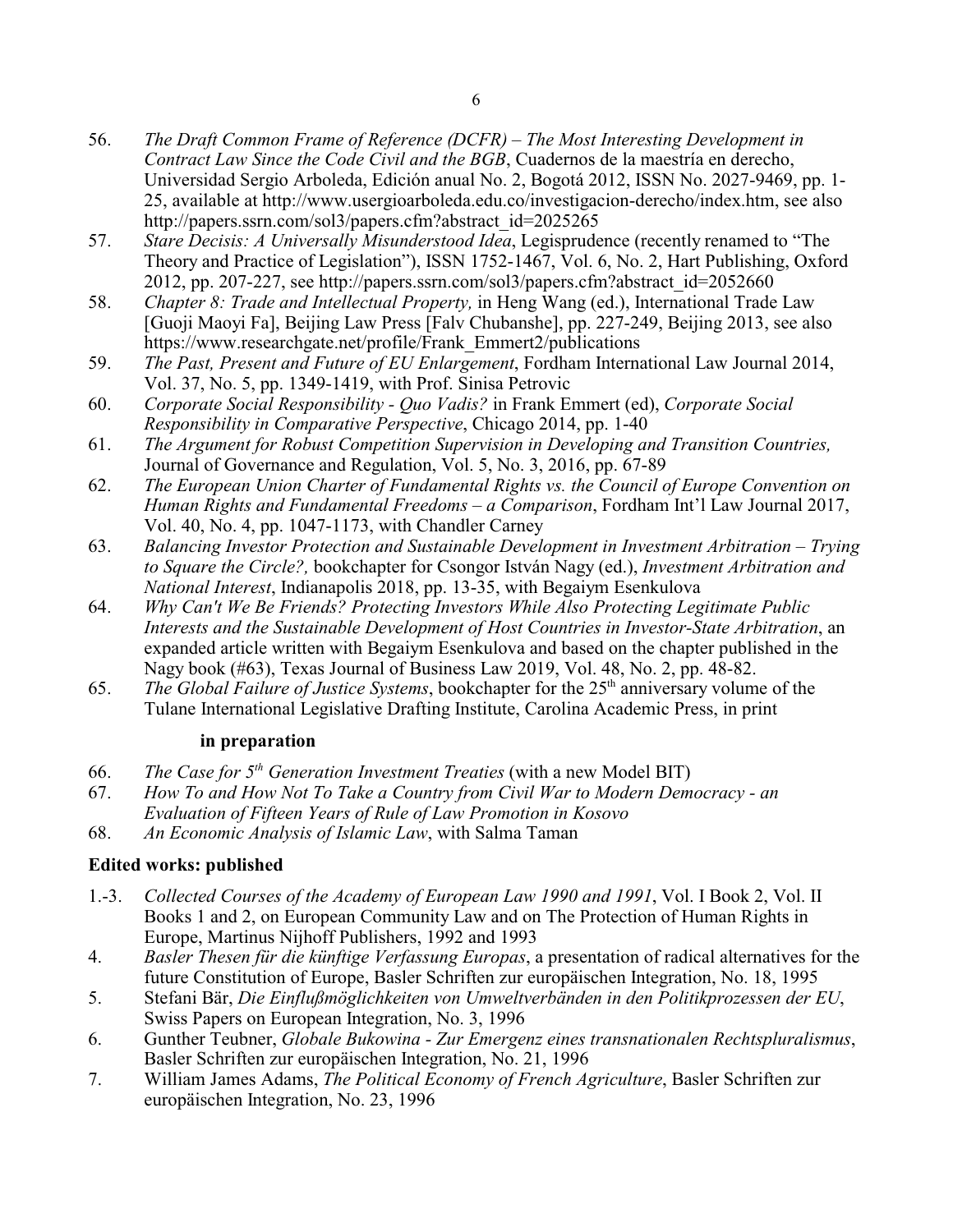56. *The Draft Common Frame of Reference (DCFR) – The Most Interesting Development in Contract Law Since the Code Civil and the BGB*, Cuadernos de la maestría en derecho, Universidad Sergio Arboleda, Edición anual No. 2, Bogotá 2012, ISSN No. 2027-9469, pp. 1-25, available at http://www.usergioarboleda.edu.co/investigacion-derecho/index.htm, see also http://papers.ssrn.com/sol3/papers.cfm?abstract_id=2025265
57. *Stare Decisis: A Universally Misunderstood Idea*, Legisprudence (recently renamed to "The Theory and Practice of Legislation"), ISSN 1752-1467, Vol. 6, No. 2, Hart Publishing, Oxford 2012, pp. 207-227, see http://papers.ssrn.com/sol3/papers.cfm?abstract_id=2052660
58. *Chapter 8: Trade and Intellectual Property,* in Heng Wang (ed.), International Trade Law [Guoji Maoyi Fa], Beijing Law Press [Falv Chubanshe], pp. 227-249, Beijing 2013, see also https://www.researchgate.net/profile/Frank_Emmert2/publications
59. *The Past, Present and Future of EU Enlargement*, Fordham International Law Journal 2014, Vol. 37, No. 5, pp. 1349-1419, with Prof. Sinisa Petrovic
60. *Corporate Social Responsibility - Quo Vadis?* in Frank Emmert (ed), *Corporate Social Responsibility in Comparative Perspective*, Chicago 2014, pp. 1-40
61. *The Argument for Robust Competition Supervision in Developing and Transition Countries,* Journal of Governance and Regulation, Vol. 5, No. 3, 2016, pp. 67-89
62. *The European Union Charter of Fundamental Rights vs. the Council of Europe Convention on Human Rights and Fundamental Freedoms – a Comparison*, Fordham Int'l Law Journal 2017, Vol. 40, No. 4, pp. 1047-1173, with Chandler Carney
63. *Balancing Investor Protection and Sustainable Development in Investment Arbitration – Trying to Square the Circle?,* bookchapter for Csongor István Nagy (ed.), *Investment Arbitration and National Interest*, Indianapolis 2018, pp. 13-35, with Begaiym Esenkulova
64. *Why Can't We Be Friends? Protecting Investors While Also Protecting Legitimate Public Interests and the Sustainable Development of Host Countries in Investor-State Arbitration*, an expanded article written with Begaiym Esenkulova and based on the chapter published in the Nagy book (#63), Texas Journal of Business Law 2019, Vol. 48, No. 2, pp. 48-82.
65. *The Global Failure of Justice Systems*, bookchapter for the 25th anniversary volume of the Tulane International Legislative Drafting Institute, Carolina Academic Press, in print

**in preparation**

66. *The Case for 5th Generation Investment Treaties* (with a new Model BIT)
67. *How To and How Not To Take a Country from Civil War to Modern Democracy - an Evaluation of Fifteen Years of Rule of Law Promotion in Kosovo*
68. *An Economic Analysis of Islamic Law*, with Salma Taman

**Edited works: published**

1.-3. *Collected Courses of the Academy of European Law 1990 and 1991*, Vol. I Book 2, Vol. II Books 1 and 2, on European Community Law and on The Protection of Human Rights in Europe, Martinus Nijhoff Publishers, 1992 and 1993
4. *Basler Thesen für die künftige Verfassung Europas*, a presentation of radical alternatives for the future Constitution of Europe, Basler Schriften zur europäischen Integration, No. 18, 1995
5. Stefani Bär, *Die Einflußmöglichkeiten von Umweltverbänden in den Politikprozessen der EU*, Swiss Papers on European Integration, No. 3, 1996
6. Gunther Teubner, *Globale Bukowina - Zur Emergenz eines transnationalen Rechtspluralismus*, Basler Schriften zur europäischen Integration, No. 21, 1996
7. William James Adams, *The Political Economy of French Agriculture*, Basler Schriften zur europäischen Integration, No. 23, 1996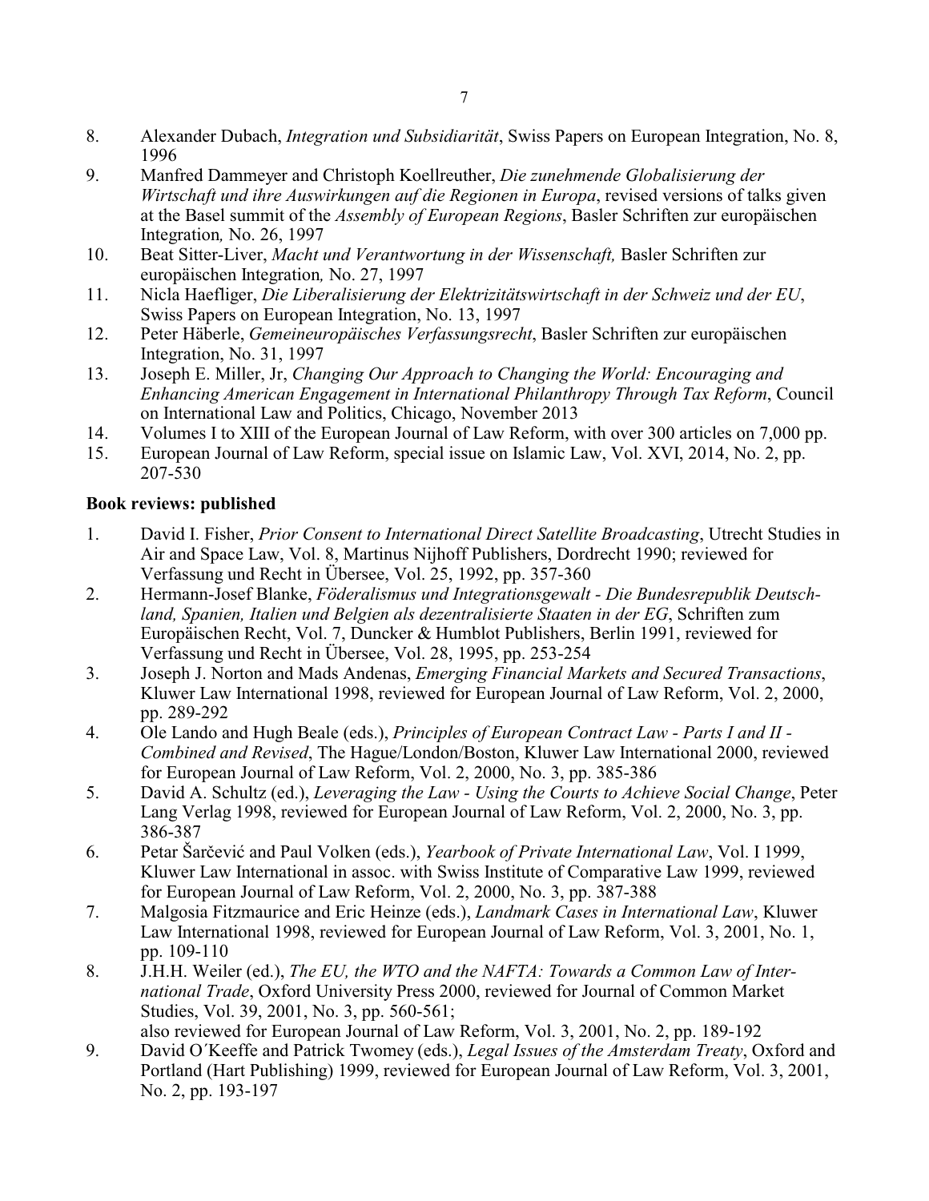8. Alexander Dubach, *Integration und Subsidiarität*, Swiss Papers on European Integration, No. 8, 1996
9. Manfred Dammeyer and Christoph Koellreuther, *Die zunehmende Globalisierung der Wirtschaft und ihre Auswirkungen auf die Regionen in Europa*, revised versions of talks given at the Basel summit of the *Assembly of European Regions*, Basler Schriften zur europäischen Integration*,* No. 26, 1997
10. Beat Sitter-Liver, *Macht und Verantwortung in der Wissenschaft,* Basler Schriften zur europäischen Integration*,* No. 27, 1997
11. Nicla Haefliger, *Die Liberalisierung der Elektrizitätswirtschaft in der Schweiz und der EU*, Swiss Papers on European Integration, No. 13, 1997
12. Peter Häberle, *Gemeineuropäisches Verfassungsrecht*, Basler Schriften zur europäischen Integration, No. 31, 1997
13. Joseph E. Miller, Jr, *Changing Our Approach to Changing the World: Encouraging and Enhancing American Engagement in International Philanthropy Through Tax Reform*, Council on International Law and Politics, Chicago, November 2013
14. Volumes I to XIII of the European Journal of Law Reform, with over 300 articles on 7,000 pp.
15. European Journal of Law Reform, special issue on Islamic Law, Vol. XVI, 2014, No. 2, pp. 207-530

**Book reviews: published**

1. David I. Fisher, *Prior Consent to International Direct Satellite Broadcasting*, Utrecht Studies in Air and Space Law, Vol. 8, Martinus Nijhoff Publishers, Dordrecht 1990; reviewed for Verfassung und Recht in Übersee, Vol. 25, 1992, pp. 357-360
2. Hermann-Josef Blanke, *Föderalismus und Integrationsgewalt - Die Bundesrepublik Deutschland, Spanien, Italien und Belgien als dezentralisierte Staaten in der EG*, Schriften zum Europäischen Recht, Vol. 7, Duncker & Humblot Publishers, Berlin 1991, reviewed for Verfassung und Recht in Übersee, Vol. 28, 1995, pp. 253-254
3. Joseph J. Norton and Mads Andenas, *Emerging Financial Markets and Secured Transactions*, Kluwer Law International 1998, reviewed for European Journal of Law Reform, Vol. 2, 2000, pp. 289-292
4. Ole Lando and Hugh Beale (eds.), *Principles of European Contract Law - Parts I and II - Combined and Revised*, The Hague/London/Boston, Kluwer Law International 2000, reviewed for European Journal of Law Reform, Vol. 2, 2000, No. 3, pp. 385-386
5. David A. Schultz (ed.), *Leveraging the Law - Using the Courts to Achieve Social Change*, Peter Lang Verlag 1998, reviewed for European Journal of Law Reform, Vol. 2, 2000, No. 3, pp. 386-387
6. Petar Šarčević and Paul Volken (eds.), *Yearbook of Private International Law*, Vol. I 1999, Kluwer Law International in assoc. with Swiss Institute of Comparative Law 1999, reviewed for European Journal of Law Reform, Vol. 2, 2000, No. 3, pp. 387-388
7. Malgosia Fitzmaurice and Eric Heinze (eds.), *Landmark Cases in International Law*, Kluwer Law International 1998, reviewed for European Journal of Law Reform, Vol. 3, 2001, No. 1, pp. 109-110
8. J.H.H. Weiler (ed.), *The EU, the WTO and the NAFTA: Towards a Common Law of International Trade*, Oxford University Press 2000, reviewed for Journal of Common Market Studies, Vol. 39, 2001, No. 3, pp. 560-561;
   also reviewed for European Journal of Law Reform, Vol. 3, 2001, No. 2, pp. 189-192
9. David O´Keeffe and Patrick Twomey (eds.), *Legal Issues of the Amsterdam Treaty*, Oxford and Portland (Hart Publishing) 1999, reviewed for European Journal of Law Reform, Vol. 3, 2001, No. 2, pp. 193-197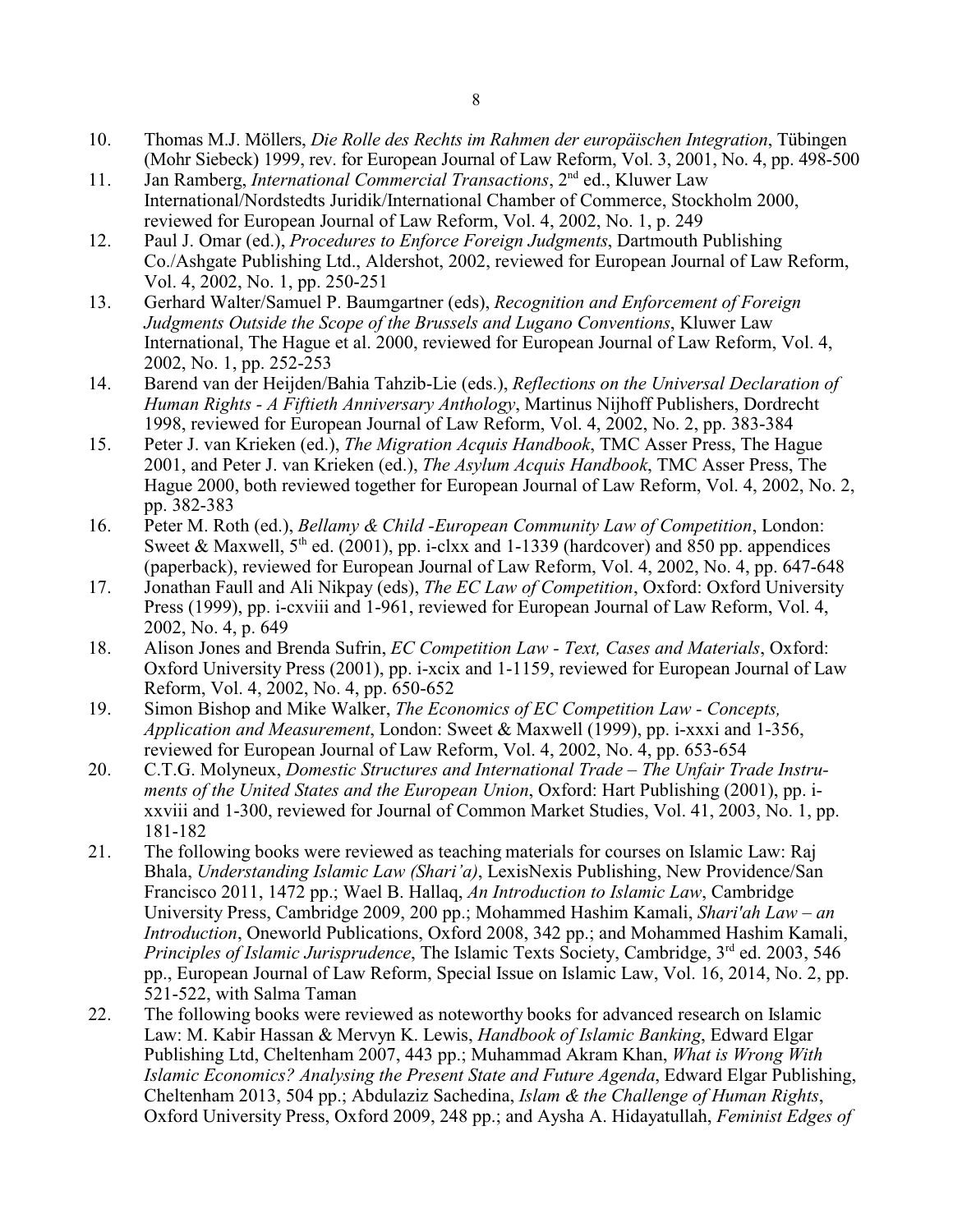10. Thomas M.J. Möllers, *Die Rolle des Rechts im Rahmen der europäischen Integration*, Tübingen (Mohr Siebeck) 1999, rev. for European Journal of Law Reform, Vol. 3, 2001, No. 4, pp. 498-500
11. Jan Ramberg, *International Commercial Transactions*, 2nd ed., Kluwer Law International/Nordstedts Juridik/International Chamber of Commerce, Stockholm 2000, reviewed for European Journal of Law Reform, Vol. 4, 2002, No. 1, p. 249
12. Paul J. Omar (ed.), *Procedures to Enforce Foreign Judgments*, Dartmouth Publishing Co./Ashgate Publishing Ltd., Aldershot, 2002, reviewed for European Journal of Law Reform, Vol. 4, 2002, No. 1, pp. 250-251
13. Gerhard Walter/Samuel P. Baumgartner (eds), *Recognition and Enforcement of Foreign Judgments Outside the Scope of the Brussels and Lugano Conventions*, Kluwer Law International, The Hague et al. 2000, reviewed for European Journal of Law Reform, Vol. 4, 2002, No. 1, pp. 252-253
14. Barend van der Heijden/Bahia Tahzib-Lie (eds.), *Reflections on the Universal Declaration of Human Rights - A Fiftieth Anniversary Anthology*, Martinus Nijhoff Publishers, Dordrecht 1998, reviewed for European Journal of Law Reform, Vol. 4, 2002, No. 2, pp. 383-384
15. Peter J. van Krieken (ed.), *The Migration Acquis Handbook*, TMC Asser Press, The Hague 2001, and Peter J. van Krieken (ed.), *The Asylum Acquis Handbook*, TMC Asser Press, The Hague 2000, both reviewed together for European Journal of Law Reform, Vol. 4, 2002, No. 2, pp. 382-383
16. Peter M. Roth (ed.), *Bellamy & Child -European Community Law of Competition*, London: Sweet & Maxwell, 5th ed. (2001), pp. i-clxx and 1-1339 (hardcover) and 850 pp. appendices (paperback), reviewed for European Journal of Law Reform, Vol. 4, 2002, No. 4, pp. 647-648
17. Jonathan Faull and Ali Nikpay (eds), *The EC Law of Competition*, Oxford: Oxford University Press (1999), pp. i-cxviii and 1-961, reviewed for European Journal of Law Reform, Vol. 4, 2002, No. 4, p. 649
18. Alison Jones and Brenda Sufrin, *EC Competition Law - Text, Cases and Materials*, Oxford: Oxford University Press (2001), pp. i-xcix and 1-1159, reviewed for European Journal of Law Reform, Vol. 4, 2002, No. 4, pp. 650-652
19. Simon Bishop and Mike Walker, *The Economics of EC Competition Law - Concepts, Application and Measurement*, London: Sweet & Maxwell (1999), pp. i-xxxi and 1-356, reviewed for European Journal of Law Reform, Vol. 4, 2002, No. 4, pp. 653-654
20. C.T.G. Molyneux, *Domestic Structures and International Trade – The Unfair Trade Instruments of the United States and the European Union*, Oxford: Hart Publishing (2001), pp. i-xxviii and 1-300, reviewed for Journal of Common Market Studies, Vol. 41, 2003, No. 1, pp. 181-182
21. The following books were reviewed as teaching materials for courses on Islamic Law: Raj Bhala, *Understanding Islamic Law (Shari'a)*, LexisNexis Publishing, New Providence/San Francisco 2011, 1472 pp.; Wael B. Hallaq, *An Introduction to Islamic Law*, Cambridge University Press, Cambridge 2009, 200 pp.; Mohammed Hashim Kamali, *Shari'ah Law – an Introduction*, Oneworld Publications, Oxford 2008, 342 pp.; and Mohammed Hashim Kamali, *Principles of Islamic Jurisprudence*, The Islamic Texts Society, Cambridge, 3rd ed. 2003, 546 pp., European Journal of Law Reform, Special Issue on Islamic Law, Vol. 16, 2014, No. 2, pp. 521-522, with Salma Taman
22. The following books were reviewed as noteworthy books for advanced research on Islamic Law: M. Kabir Hassan & Mervyn K. Lewis, *Handbook of Islamic Banking*, Edward Elgar Publishing Ltd, Cheltenham 2007, 443 pp.; Muhammad Akram Khan, *What is Wrong With Islamic Economics? Analysing the Present State and Future Agenda*, Edward Elgar Publishing, Cheltenham 2013, 504 pp.; Abdulaziz Sachedina, *Islam & the Challenge of Human Rights*, Oxford University Press, Oxford 2009, 248 pp.; and Aysha A. Hidayatullah, *Feminist Edges of*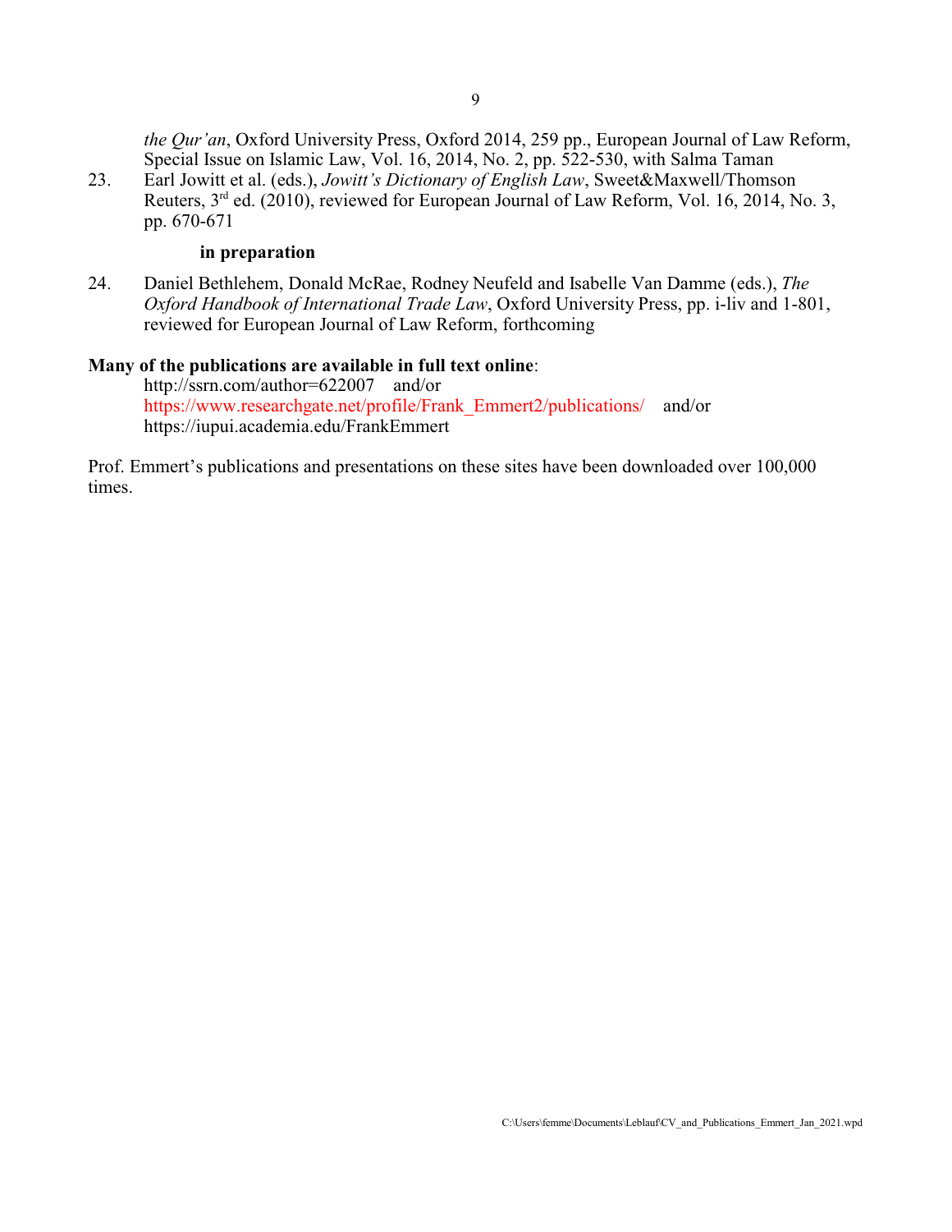*the Qur'an*, Oxford University Press, Oxford 2014, 259 pp., European Journal of Law Reform, Special Issue on Islamic Law, Vol. 16, 2014, No. 2, pp. 522-530, with Salma Taman

23. Earl Jowitt et al. (eds.), *Jowitt's Dictionary of English Law*, Sweet&Maxwell/Thomson Reuters, 3rd ed. (2010), reviewed for European Journal of Law Reform, Vol. 16, 2014, No. 3, pp. 670-671

**in preparation**

24. Daniel Bethlehem, Donald McRae, Rodney Neufeld and Isabelle Van Damme (eds.), *The Oxford Handbook of International Trade Law*, Oxford University Press, pp. i-liv and 1-801, reviewed for European Journal of Law Reform, forthcoming

**Many of the publications are available in full text online**:

http://ssrn.com/author=622007 and/or
https://www.researchgate.net/profile/Frank_Emmert2/publications/ and/or
https://iupui.academia.edu/FrankEmmert

Prof. Emmert's publications and presentations on these sites have been downloaded over 100,000 times.